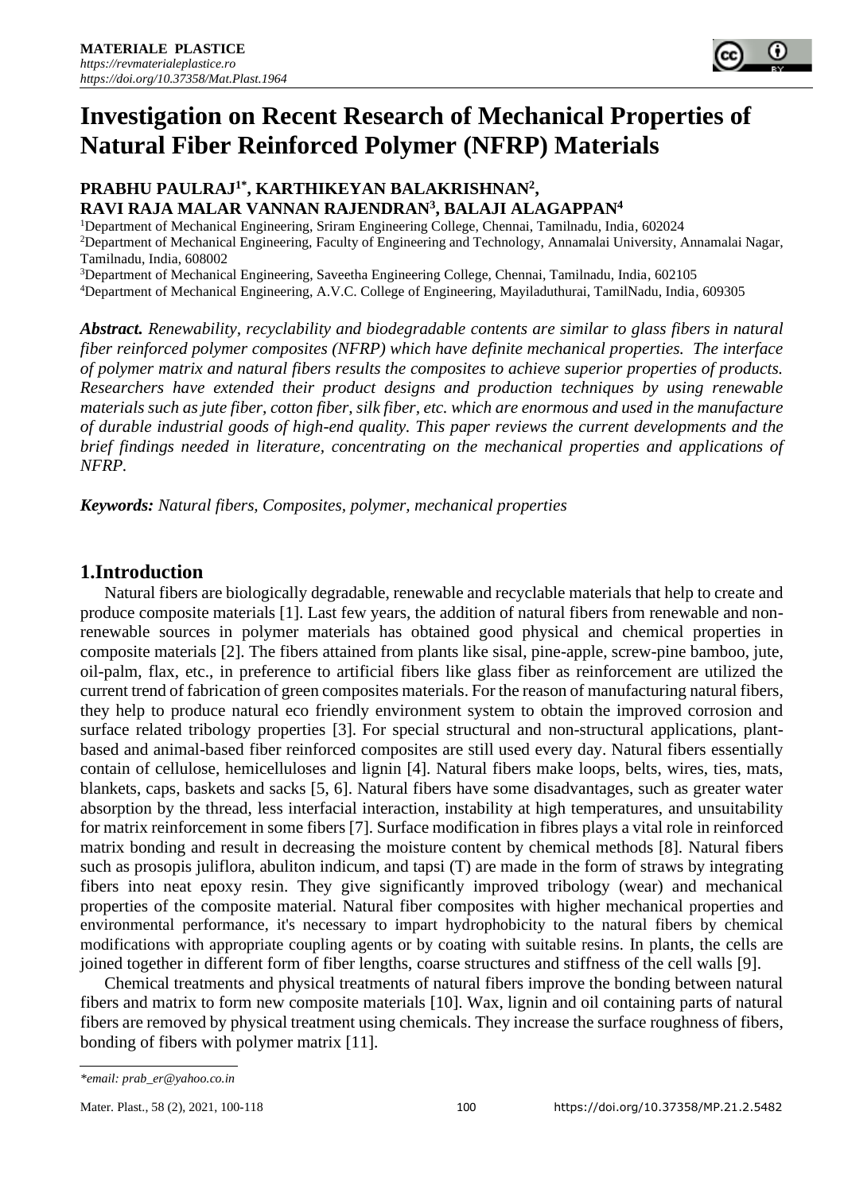# Investigation on Recent Research of Mechanical Properties of Natural Fiber Reinforced Polymer (NFRP) Materials

**PRABHU PAULRAJ[1*], KARTHIKEYAN BALAKRISHNAN[2], RAVI RAJA MALAR VANNAN RAJENDRAN[3], BALAJI ALAGAPPAN[4]**

[1]Department of Mechanical Engineering, Sriram Engineering College, Chennai, Tamilnadu, India, 602024

[2]Department of Mechanical Engineering, Faculty of Engineering and Technology, Annamalai University, Annamalai Nagar, Tamilnadu, India, 608002

[3]Department of Mechanical Engineering, Saveetha Engineering College, Chennai, Tamilnadu, India, 602105

[4]Department of Mechanical Engineering, A.V.C. College of Engineering, Mayiladuthurai, TamilNadu, India, 609305

***Abstract.*** *Renewability, recyclability and biodegradable contents are similar to glass fibers in natural fiber reinforced polymer composites (NFRP) which have definite mechanical properties. The interface of polymer matrix and natural fibers results the composites to achieve superior properties of products. Researchers have extended their product designs and production techniques by using renewable materials such as jute fiber, cotton fiber, silk fiber, etc. which are enormous and used in the manufacture of durable industrial goods of high-end quality. This paper reviews the current developments and the brief findings needed in literature, concentrating on the mechanical properties and applications of NFRP.*

***Keywords:*** *Natural fibers, Composites, polymer, mechanical properties*

## 1.Introduction

Natural fibers are biologically degradable, renewable and recyclable materials that help to create and produce composite materials [1]. Last few years, the addition of natural fibers from renewable and non-renewable sources in polymer materials has obtained good physical and chemical properties in composite materials [2]. The fibers attained from plants like sisal, pine-apple, screw-pine bamboo, jute, oil-palm, flax, etc., in preference to artificial fibers like glass fiber as reinforcement are utilized the current trend of fabrication of green composites materials. For the reason of manufacturing natural fibers, they help to produce natural eco friendly environment system to obtain the improved corrosion and surface related tribology properties [3]. For special structural and non-structural applications, plant-based and animal-based fiber reinforced composites are still used every day. Natural fibers essentially contain of cellulose, hemicelluloses and lignin [4]. Natural fibers make loops, belts, wires, ties, mats, blankets, caps, baskets and sacks [5, 6]. Natural fibers have some disadvantages, such as greater water absorption by the thread, less interfacial interaction, instability at high temperatures, and unsuitability for matrix reinforcement in some fibers [7]. Surface modification in fibres plays a vital role in reinforced matrix bonding and result in decreasing the moisture content by chemical methods [8]. Natural fibers such as prosopis juliflora, abuliton indicum, and tapsi (T) are made in the form of straws by integrating fibers into neat epoxy resin. They give significantly improved tribology (wear) and mechanical properties of the composite material. Natural fiber composites with higher mechanical properties and environmental performance, it's necessary to impart hydrophobicity to the natural fibers by chemical modifications with appropriate coupling agents or by coating with suitable resins. In plants, the cells are joined together in different form of fiber lengths, coarse structures and stiffness of the cell walls [9].

Chemical treatments and physical treatments of natural fibers improve the bonding between natural fibers and matrix to form new composite materials [10]. Wax, lignin and oil containing parts of natural fibers are removed by physical treatment using chemicals. They increase the surface roughness of fibers, bonding of fibers with polymer matrix [11].

*\*email: prab_er@yahoo.co.in*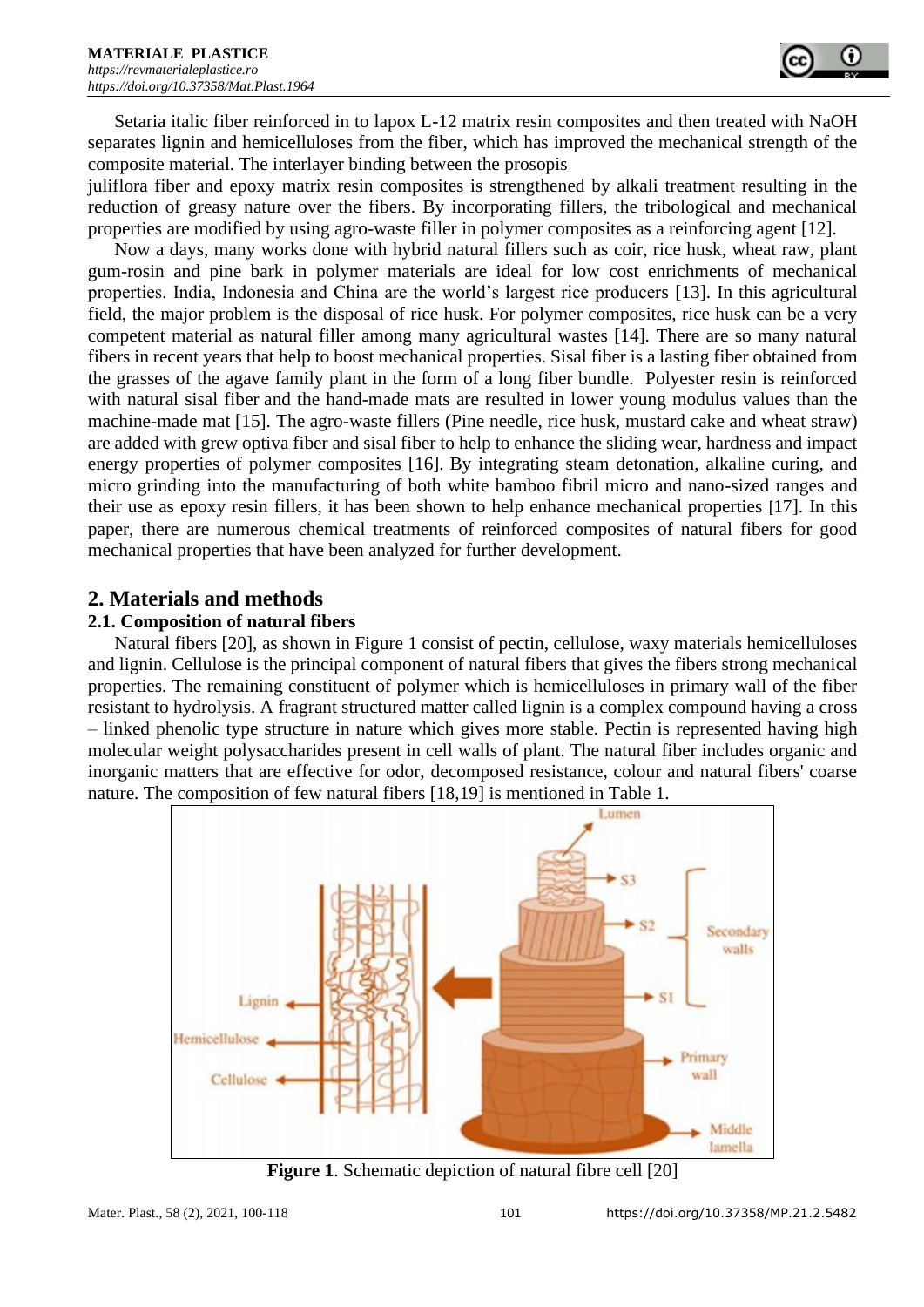Setaria italic fiber reinforced in to lapox L-12 matrix resin composites and then treated with NaOH separates lignin and hemicelluloses from the fiber, which has improved the mechanical strength of the composite material. The interlayer binding between the prosopis juliflora fiber and epoxy matrix resin composites is strengthened by alkali treatment resulting in the reduction of greasy nature over the fibers. By incorporating fillers, the tribological and mechanical properties are modified by using agro-waste filler in polymer composites as a reinforcing agent [12].

Now a days, many works done with hybrid natural fillers such as coir, rice husk, wheat raw, plant gum-rosin and pine bark in polymer materials are ideal for low cost enrichments of mechanical properties. India, Indonesia and China are the world's largest rice producers [13]. In this agricultural field, the major problem is the disposal of rice husk. For polymer composites, rice husk can be a very competent material as natural filler among many agricultural wastes [14]. There are so many natural fibers in recent years that help to boost mechanical properties. Sisal fiber is a lasting fiber obtained from the grasses of the agave family plant in the form of a long fiber bundle. Polyester resin is reinforced with natural sisal fiber and the hand-made mats are resulted in lower young modulus values than the machine-made mat [15]. The agro-waste fillers (Pine needle, rice husk, mustard cake and wheat straw) are added with grew optiva fiber and sisal fiber to help to enhance the sliding wear, hardness and impact energy properties of polymer composites [16]. By integrating steam detonation, alkaline curing, and micro grinding into the manufacturing of both white bamboo fibril micro and nano-sized ranges and their use as epoxy resin fillers, it has been shown to help enhance mechanical properties [17]. In this paper, there are numerous chemical treatments of reinforced composites of natural fibers for good mechanical properties that have been analyzed for further development.

## 2. Materials and methods

### 2.1. Composition of natural fibers

Natural fibers [20], as shown in Figure 1 consist of pectin, cellulose, waxy materials hemicelluloses and lignin. Cellulose is the principal component of natural fibers that gives the fibers strong mechanical properties. The remaining constituent of polymer which is hemicelluloses in primary wall of the fiber resistant to hydrolysis. A fragrant structured matter called lignin is a complex compound having a cross – linked phenolic type structure in nature which gives more stable. Pectin is represented having high molecular weight polysaccharides present in cell walls of plant. The natural fiber includes organic and inorganic matters that are effective for odor, decomposed resistance, colour and natural fibers' coarse nature. The composition of few natural fibers [18,19] is mentioned in Table 1.

Lumen
S3
S2
S1
Secondary walls
Lignin
Hemicellulose
Cellulose
Primary wall
Middle lamella

**Figure 1**. Schematic depiction of natural fibre cell [20]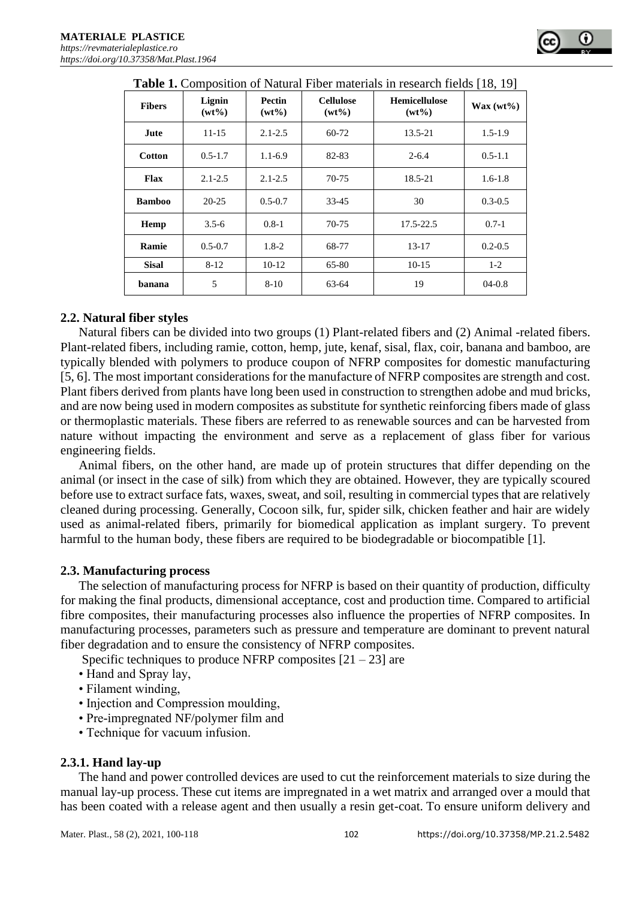**Table 1.** Composition of Natural Fiber materials in research fields [18, 19]

| Fibers | Lignin (wt%) | Pectin (wt%) | Cellulose (wt%) | Hemicellulose (wt%) | Wax (wt%) |
| --- | --- | --- | --- | --- | --- |
| Jute | 11-15 | 2.1-2.5 | 60-72 | 13.5-21 | 1.5-1.9 |
| Cotton | 0.5-1.7 | 1.1-6.9 | 82-83 | 2-6.4 | 0.5-1.1 |
| Flax | 2.1-2.5 | 2.1-2.5 | 70-75 | 18.5-21 | 1.6-1.8 |
| Bamboo | 20-25 | 0.5-0.7 | 33-45 | 30 | 0.3-0.5 |
| Hemp | 3.5-6 | 0.8-1 | 70-75 | 17.5-22.5 | 0.7-1 |
| Ramie | 0.5-0.7 | 1.8-2 | 68-77 | 13-17 | 0.2-0.5 |
| Sisal | 8-12 | 10-12 | 65-80 | 10-15 | 1-2 |
| banana | 5 | 8-10 | 63-64 | 19 | 04-0.8 |

### 2.2. Natural fiber styles

Natural fibers can be divided into two groups (1) Plant-related fibers and (2) Animal -related fibers. Plant-related fibers, including ramie, cotton, hemp, jute, kenaf, sisal, flax, coir, banana and bamboo, are typically blended with polymers to produce coupon of NFRP composites for domestic manufacturing [5, 6]. The most important considerations for the manufacture of NFRP composites are strength and cost. Plant fibers derived from plants have long been used in construction to strengthen adobe and mud bricks, and are now being used in modern composites as substitute for synthetic reinforcing fibers made of glass or thermoplastic materials. These fibers are referred to as renewable sources and can be harvested from nature without impacting the environment and serve as a replacement of glass fiber for various engineering fields.

Animal fibers, on the other hand, are made up of protein structures that differ depending on the animal (or insect in the case of silk) from which they are obtained. However, they are typically scoured before use to extract surface fats, waxes, sweat, and soil, resulting in commercial types that are relatively cleaned during processing. Generally, Cocoon silk, fur, spider silk, chicken feather and hair are widely used as animal-related fibers, primarily for biomedical application as implant surgery. To prevent harmful to the human body, these fibers are required to be biodegradable or biocompatible [1].

### 2.3. Manufacturing process

The selection of manufacturing process for NFRP is based on their quantity of production, difficulty for making the final products, dimensional acceptance, cost and production time. Compared to artificial fibre composites, their manufacturing processes also influence the properties of NFRP composites. In manufacturing processes, parameters such as pressure and temperature are dominant to prevent natural fiber degradation and to ensure the consistency of NFRP composites.

Specific techniques to produce NFRP composites [21 – 23] are

- Hand and Spray lay,
- Filament winding,
- Injection and Compression moulding,
- Pre-impregnated NF/polymer film and
- Technique for vacuum infusion.

#### 2.3.1. Hand lay-up

The hand and power controlled devices are used to cut the reinforcement materials to size during the manual lay-up process. These cut items are impregnated in a wet matrix and arranged over a mould that has been coated with a release agent and then usually a resin get-coat. To ensure uniform delivery and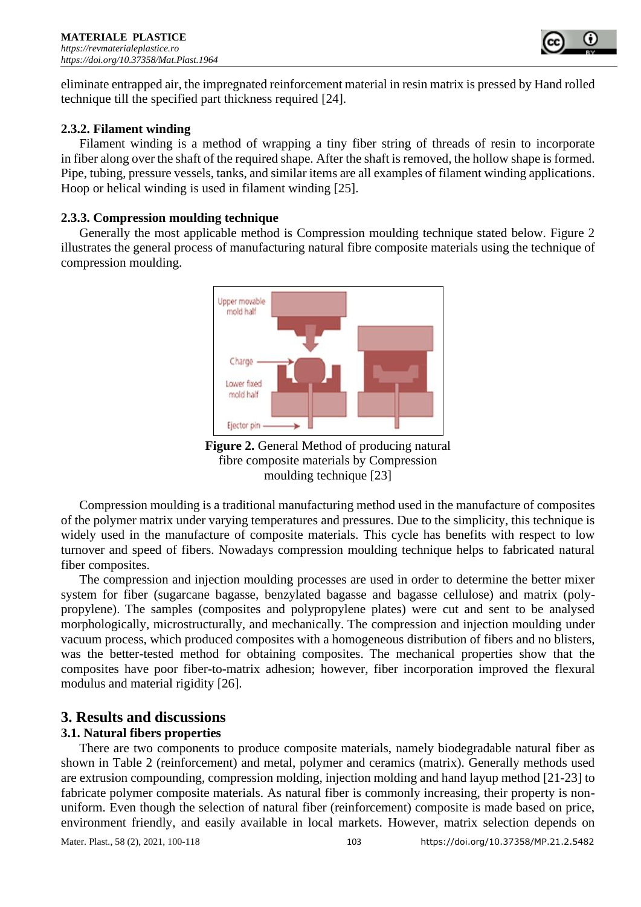eliminate entrapped air, the impregnated reinforcement material in resin matrix is pressed by Hand rolled technique till the specified part thickness required [24].

### 2.3.2. Filament winding

Filament winding is a method of wrapping a tiny fiber string of threads of resin to incorporate in fiber along over the shaft of the required shape. After the shaft is removed, the hollow shape is formed. Pipe, tubing, pressure vessels, tanks, and similar items are all examples of filament winding applications. Hoop or helical winding is used in filament winding [25].

### 2.3.3. Compression moulding technique

Generally the most applicable method is Compression moulding technique stated below. Figure 2 illustrates the general process of manufacturing natural fibre composite materials using the technique of compression moulding.

Upper movable mold half

Charge

Lower fixed mold half

Ejector pin

**Figure 2.** General Method of producing natural fibre composite materials by Compression moulding technique [23]

Compression moulding is a traditional manufacturing method used in the manufacture of composites of the polymer matrix under varying temperatures and pressures. Due to the simplicity, this technique is widely used in the manufacture of composite materials. This cycle has benefits with respect to low turnover and speed of fibers. Nowadays compression moulding technique helps to fabricated natural fiber composites.

The compression and injection moulding processes are used in order to determine the better mixer system for fiber (sugarcane bagasse, benzylated bagasse and bagasse cellulose) and matrix (poly-propylene). The samples (composites and polypropylene plates) were cut and sent to be analysed morphologically, microstructurally, and mechanically. The compression and injection moulding under vacuum process, which produced composites with a homogeneous distribution of fibers and no blisters, was the better-tested method for obtaining composites. The mechanical properties show that the composites have poor fiber-to-matrix adhesion; however, fiber incorporation improved the flexural modulus and material rigidity [26].

## 3. Results and discussions

### 3.1. Natural fibers properties

There are two components to produce composite materials, namely biodegradable natural fiber as shown in Table 2 (reinforcement) and metal, polymer and ceramics (matrix). Generally methods used are extrusion compounding, compression molding, injection molding and hand layup method [21-23] to fabricate polymer composite materials. As natural fiber is commonly increasing, their property is non-uniform. Even though the selection of natural fiber (reinforcement) composite is made based on price, environment friendly, and easily available in local markets. However, matrix selection depends on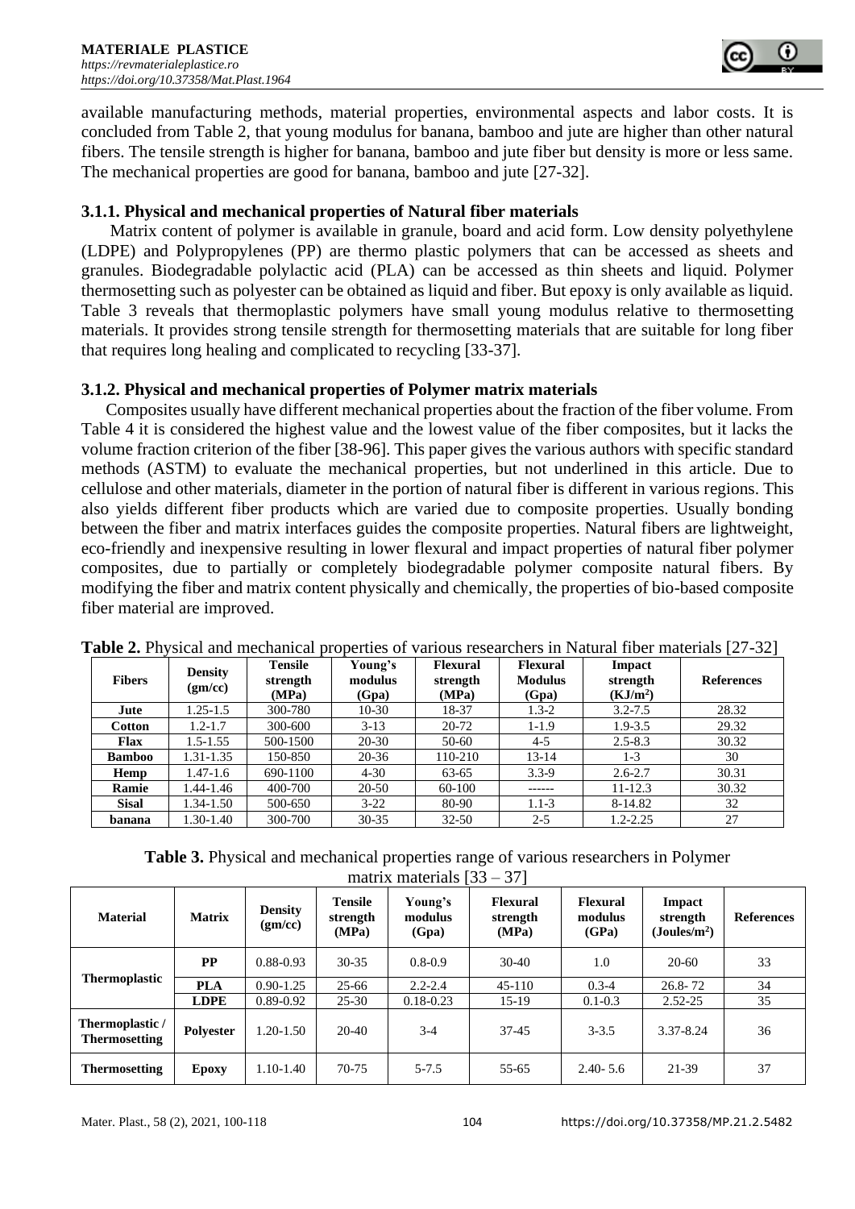available manufacturing methods, material properties, environmental aspects and labor costs. It is concluded from Table 2, that young modulus for banana, bamboo and jute are higher than other natural fibers. The tensile strength is higher for banana, bamboo and jute fiber but density is more or less same. The mechanical properties are good for banana, bamboo and jute [27-32].

### 3.1.1. Physical and mechanical properties of Natural fiber materials

Matrix content of polymer is available in granule, board and acid form. Low density polyethylene (LDPE) and Polypropylenes (PP) are thermo plastic polymers that can be accessed as sheets and granules. Biodegradable polylactic acid (PLA) can be accessed as thin sheets and liquid. Polymer thermosetting such as polyester can be obtained as liquid and fiber. But epoxy is only available as liquid. Table 3 reveals that thermoplastic polymers have small young modulus relative to thermosetting materials. It provides strong tensile strength for thermosetting materials that are suitable for long fiber that requires long healing and complicated to recycling [33-37].

### 3.1.2. Physical and mechanical properties of Polymer matrix materials

Composites usually have different mechanical properties about the fraction of the fiber volume. From Table 4 it is considered the highest value and the lowest value of the fiber composites, but it lacks the volume fraction criterion of the fiber [38-96]. This paper gives the various authors with specific standard methods (ASTM) to evaluate the mechanical properties, but not underlined in this article. Due to cellulose and other materials, diameter in the portion of natural fiber is different in various regions. This also yields different fiber products which are varied due to composite properties. Usually bonding between the fiber and matrix interfaces guides the composite properties. Natural fibers are lightweight, eco-friendly and inexpensive resulting in lower flexural and impact properties of natural fiber polymer composites, due to partially or completely biodegradable polymer composite natural fibers. By modifying the fiber and matrix content physically and chemically, the properties of bio-based composite fiber material are improved.

**Table 2.** Physical and mechanical properties of various researchers in Natural fiber materials [27-32]

| Fibers | Density (gm/cc) | Tensile strength (MPa) | Young's modulus (Gpa) | Flexural strength (MPa) | Flexural Modulus (Gpa) | Impact strength (KJ/m²) | References |
|---|---|---|---|---|---|---|---|
| Jute | 1.25-1.5 | 300-780 | 10-30 | 18-37 | 1.3-2 | 3.2-7.5 | 28.32 |
| Cotton | 1.2-1.7 | 300-600 | 3-13 | 20-72 | 1-1.9 | 1.9-3.5 | 29.32 |
| Flax | 1.5-1.55 | 500-1500 | 20-30 | 50-60 | 4-5 | 2.5-8.3 | 30.32 |
| Bamboo | 1.31-1.35 | 150-850 | 20-36 | 110-210 | 13-14 | 1-3 | 30 |
| Hemp | 1.47-1.6 | 690-1100 | 4-30 | 63-65 | 3.3-9 | 2.6-2.7 | 30.31 |
| Ramie | 1.44-1.46 | 400-700 | 20-50 | 60-100 | ------ | 11-12.3 | 30.32 |
| Sisal | 1.34-1.50 | 500-650 | 3-22 | 80-90 | 1.1-3 | 8-14.82 | 32 |
| banana | 1.30-1.40 | 300-700 | 30-35 | 32-50 | 2-5 | 1.2-2.25 | 27 |

**Table 3.** Physical and mechanical properties range of various researchers in Polymer matrix materials [33 – 37]

| Material | Matrix | Density (gm/cc) | Tensile strength (MPa) | Young's modulus (Gpa) | Flexural strength (MPa) | Flexural modulus (GPa) | Impact strength (Joules/m²) | References |
|---|---|---|---|---|---|---|---|---|
| Thermoplastic | PP | 0.88-0.93 | 30-35 | 0.8-0.9 | 30-40 | 1.0 | 20-60 | 33 |
| | PLA | 0.90-1.25 | 25-66 | 2.2-2.4 | 45-110 | 0.3-4 | 26.8- 72 | 34 |
| | LDPE | 0.89-0.92 | 25-30 | 0.18-0.23 | 15-19 | 0.1-0.3 | 2.52-25 | 35 |
| Thermoplastic / Thermosetting | Polyester | 1.20-1.50 | 20-40 | 3-4 | 37-45 | 3-3.5 | 3.37-8.24 | 36 |
| Thermosetting | Epoxy | 1.10-1.40 | 70-75 | 5-7.5 | 55-65 | 2.40- 5.6 | 21-39 | 37 |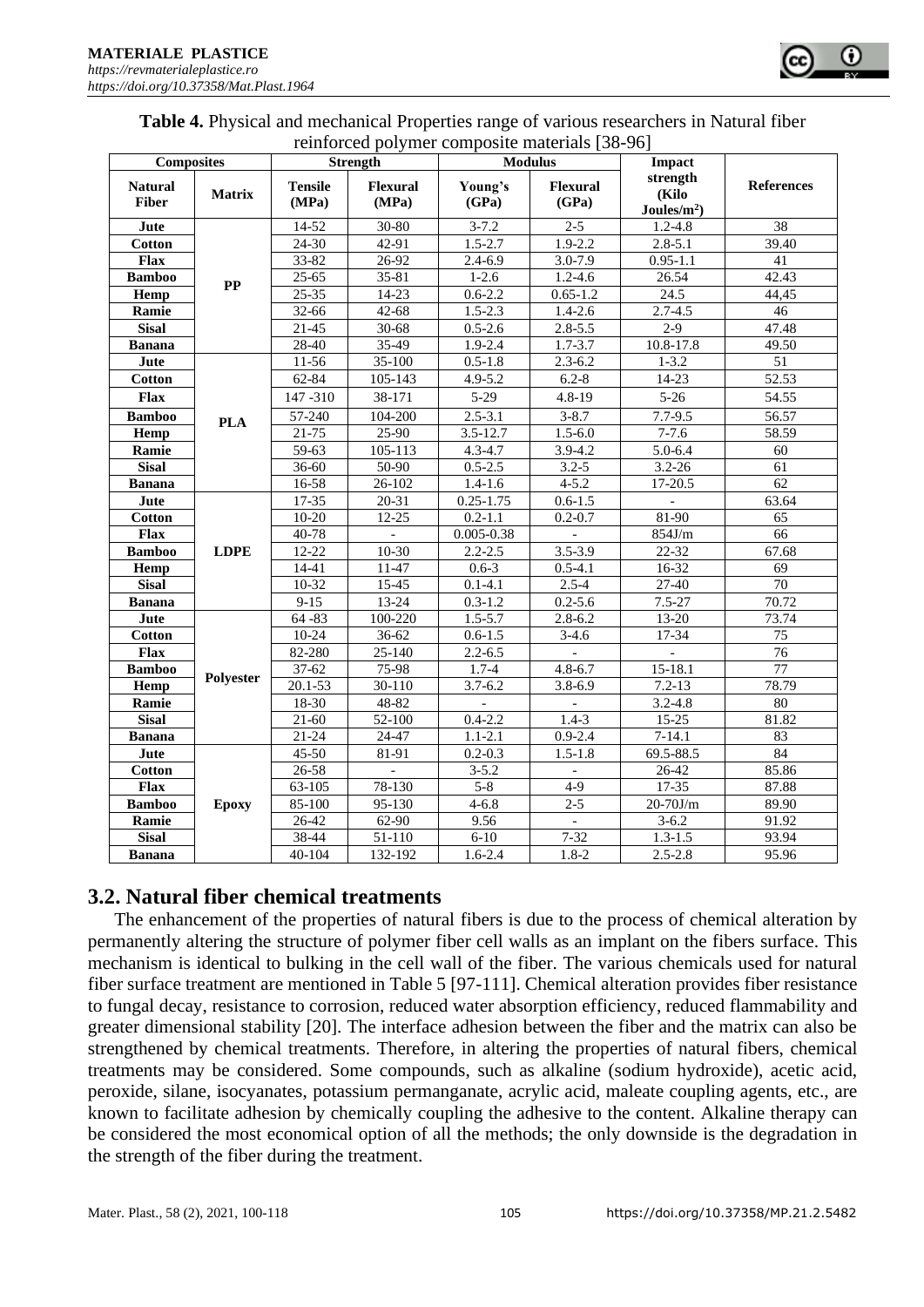**Table 4.** Physical and mechanical Properties range of various researchers in Natural fiber reinforced polymer composite materials [38-96]

| Composites | | Strength | | Modulus | | Impact strength (Kilo Joules/m²) | References |
|---|---|---|---|---|---|---|---|
| Natural Fiber | Matrix | Tensile (MPa) | Flexural (MPa) | Young's (GPa) | Flexural (GPa) | | |
| Jute | PP | 14-52 | 30-80 | 3-7.2 | 2-5 | 1.2-4.8 | 38 |
| Cotton | | 24-30 | 42-91 | 1.5-2.7 | 1.9-2.2 | 2.8-5.1 | 39.40 |
| Flax | | 33-82 | 26-92 | 2.4-6.9 | 3.0-7.9 | 0.95-1.1 | 41 |
| Bamboo | | 25-65 | 35-81 | 1-2.6 | 1.2-4.6 | 26.54 | 42.43 |
| Hemp | | 25-35 | 14-23 | 0.6-2.2 | 0.65-1.2 | 24.5 | 44,45 |
| Ramie | | 32-66 | 42-68 | 1.5-2.3 | 1.4-2.6 | 2.7-4.5 | 46 |
| Sisal | | 21-45 | 30-68 | 0.5-2.6 | 2.8-5.5 | 2-9 | 47.48 |
| Banana | | 28-40 | 35-49 | 1.9-2.4 | 1.7-3.7 | 10.8-17.8 | 49.50 |
| Jute | PLA | 11-56 | 35-100 | 0.5-1.8 | 2.3-6.2 | 1-3.2 | 51 |
| Cotton | | 62-84 | 105-143 | 4.9-5.2 | 6.2-8 | 14-23 | 52.53 |
| Flax | | 147 -310 | 38-171 | 5-29 | 4.8-19 | 5-26 | 54.55 |
| Bamboo | | 57-240 | 104-200 | 2.5-3.1 | 3-8.7 | 7.7-9.5 | 56.57 |
| Hemp | | 21-75 | 25-90 | 3.5-12.7 | 1.5-6.0 | 7-7.6 | 58.59 |
| Ramie | | 59-63 | 105-113 | 4.3-4.7 | 3.9-4.2 | 5.0-6.4 | 60 |
| Sisal | | 36-60 | 50-90 | 0.5-2.5 | 3.2-5 | 3.2-26 | 61 |
| Banana | | 16-58 | 26-102 | 1.4-1.6 | 4-5.2 | 17-20.5 | 62 |
| Jute | LDPE | 17-35 | 20-31 | 0.25-1.75 | 0.6-1.5 | - | 63.64 |
| Cotton | | 10-20 | 12-25 | 0.2-1.1 | 0.2-0.7 | 81-90 | 65 |
| Flax | | 40-78 | - | 0.005-0.38 | - | 854J/m | 66 |
| Bamboo | | 12-22 | 10-30 | 2.2-2.5 | 3.5-3.9 | 22-32 | 67.68 |
| Hemp | | 14-41 | 11-47 | 0.6-3 | 0.5-4.1 | 16-32 | 69 |
| Sisal | | 10-32 | 15-45 | 0.1-4.1 | 2.5-4 | 27-40 | 70 |
| Banana | | 9-15 | 13-24 | 0.3-1.2 | 0.2-5.6 | 7.5-27 | 70.72 |
| Jute | Polyester | 64 -83 | 100-220 | 1.5-5.7 | 2.8-6.2 | 13-20 | 73.74 |
| Cotton | | 10-24 | 36-62 | 0.6-1.5 | 3-4.6 | 17-34 | 75 |
| Flax | | 82-280 | 25-140 | 2.2-6.5 | - | - | 76 |
| Bamboo | | 37-62 | 75-98 | 1.7-4 | 4.8-6.7 | 15-18.1 | 77 |
| Hemp | | 20.1-53 | 30-110 | 3.7-6.2 | 3.8-6.9 | 7.2-13 | 78.79 |
| Ramie | | 18-30 | 48-82 | - | - | 3.2-4.8 | 80 |
| Sisal | | 21-60 | 52-100 | 0.4-2.2 | 1.4-3 | 15-25 | 81.82 |
| Banana | | 21-24 | 24-47 | 1.1-2.1 | 0.9-2.4 | 7-14.1 | 83 |
| Jute | Epoxy | 45-50 | 81-91 | 0.2-0.3 | 1.5-1.8 | 69.5-88.5 | 84 |
| Cotton | | 26-58 | - | 3-5.2 | - | 26-42 | 85.86 |
| Flax | | 63-105 | 78-130 | 5-8 | 4-9 | 17-35 | 87.88 |
| Bamboo | | 85-100 | 95-130 | 4-6.8 | 2-5 | 20-70J/m | 89.90 |
| Ramie | | 26-42 | 62-90 | 9.56 | - | 3-6.2 | 91.92 |
| Sisal | | 38-44 | 51-110 | 6-10 | 7-32 | 1.3-1.5 | 93.94 |
| Banana | | 40-104 | 132-192 | 1.6-2.4 | 1.8-2 | 2.5-2.8 | 95.96 |

## 3.2. Natural fiber chemical treatments

The enhancement of the properties of natural fibers is due to the process of chemical alteration by permanently altering the structure of polymer fiber cell walls as an implant on the fibers surface. This mechanism is identical to bulking in the cell wall of the fiber. The various chemicals used for natural fiber surface treatment are mentioned in Table 5 [97-111]. Chemical alteration provides fiber resistance to fungal decay, resistance to corrosion, reduced water absorption efficiency, reduced flammability and greater dimensional stability [20]. The interface adhesion between the fiber and the matrix can also be strengthened by chemical treatments. Therefore, in altering the properties of natural fibers, chemical treatments may be considered. Some compounds, such as alkaline (sodium hydroxide), acetic acid, peroxide, silane, isocyanates, potassium permanganate, acrylic acid, maleate coupling agents, etc., are known to facilitate adhesion by chemically coupling the adhesive to the content. Alkaline therapy can be considered the most economical option of all the methods; the only downside is the degradation in the strength of the fiber during the treatment.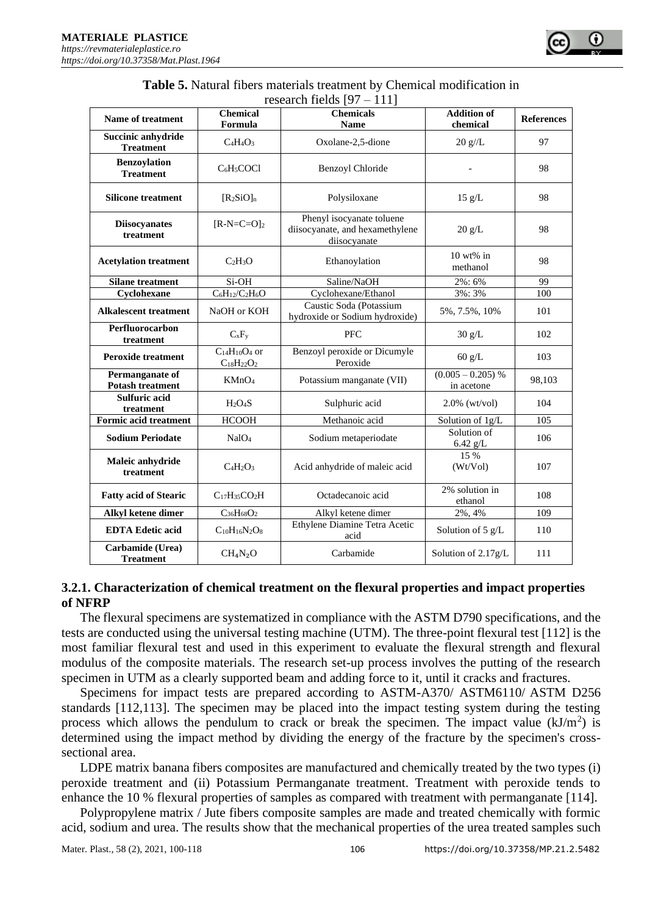**Table 5.** Natural fibers materials treatment by Chemical modification in research fields [97 – 111]

| Name of treatment | Chemical Formula | Chemicals Name | Addition of chemical | References |
|---|---|---|---|---|
| **Succinic anhydride Treatment** | $C_4H_4O_3$ | Oxolane-2,5-dione | 20 g//L | 97 |
| **Benzoylation Treatment** | $C_6H_5COCl$ | Benzoyl Chloride | - | 98 |
| **Silicone treatment** | $[R_2SiO]_n$ | Polysiloxane | 15 g/L | 98 |
| **Diisocyanates treatment** | $[R\text{-}N\text{=}C\text{=}O]_2$ | Phenyl isocyanate toluene diisocyanate, and hexamethylene diisocyanate | 20 g/L | 98 |
| **Acetylation treatment** | $C_2H_3O$ | Ethanoylation | 10 wt% in methanol | 98 |
| **Silane treatment** | Si-OH | Saline/NaOH | 2%: 6% | 99 |
| **Cyclohexane** | $C_6H_{12}/C_2H_6O$ | Cyclohexane/Ethanol | 3%: 3% | 100 |
| **Alkalescent treatment** | NaOH or KOH | Caustic Soda (Potassium hydroxide or Sodium hydroxide) | 5%, 7.5%, 10% | 101 |
| **Perfluorocarbon treatment** | $C_xF_y$ | PFC | 30 g/L | 102 |
| **Peroxide treatment** | $C_{14}H_{10}O_4$ or $C_{18}H_{22}O_2$ | Benzoyl peroxide or Dicumyle Peroxide | 60 g/L | 103 |
| **Permanganate of Potash treatment** | $KMnO_4$ | Potassium manganate (VII) | (0.005 – 0.205) % in acetone | 98,103 |
| **Sulfuric acid treatment** | $H_2O_4S$ | Sulphuric acid | 2.0% (wt/vol) | 104 |
| **Formic acid treatment** | HCOOH | Methanoic acid | Solution of 1g/L | 105 |
| **Sodium Periodate** | $NaIO_4$ | Sodium metaperiodate | Solution of 6.42 g/L | 106 |
| **Maleic anhydride treatment** | $C_4H_2O_3$ | Acid anhydride of maleic acid | 15 % (Wt/Vol) | 107 |
| **Fatty acid of Stearic** | $C_{17}H_{35}CO_2H$ | Octadecanoic acid | 2% solution in ethanol | 108 |
| **Alkyl ketene dimer** | $C_{36}H_{68}O_2$ | Alkyl ketene dimer | 2%, 4% | 109 |
| **EDTA Edetic acid** | $C_{10}H_{16}N_2O_8$ | Ethylene Diamine Tetra Acetic acid | Solution of 5 g/L | 110 |
| **Carbamide (Urea) Treatment** | $CH_4N_2O$ | Carbamide | Solution of 2.17g/L | 111 |

### 3.2.1. Characterization of chemical treatment on the flexural properties and impact properties of NFRP

The flexural specimens are systematized in compliance with the ASTM D790 specifications, and the tests are conducted using the universal testing machine (UTM). The three-point flexural test [112] is the most familiar flexural test and used in this experiment to evaluate the flexural strength and flexural modulus of the composite materials. The research set-up process involves the putting of the research specimen in UTM as a clearly supported beam and adding force to it, until it cracks and fractures.

Specimens for impact tests are prepared according to ASTM-A370/ ASTM6110/ ASTM D256 standards [112,113]. The specimen may be placed into the impact testing system during the testing process which allows the pendulum to crack or break the specimen. The impact value ($kJ/m^2$) is determined using the impact method by dividing the energy of the fracture by the specimen's cross-sectional area.

LDPE matrix banana fibers composites are manufactured and chemically treated by the two types (i) peroxide treatment and (ii) Potassium Permanganate treatment. Treatment with peroxide tends to enhance the 10 % flexural properties of samples as compared with treatment with permanganate [114].

Polypropylene matrix / Jute fibers composite samples are made and treated chemically with formic acid, sodium and urea. The results show that the mechanical properties of the urea treated samples such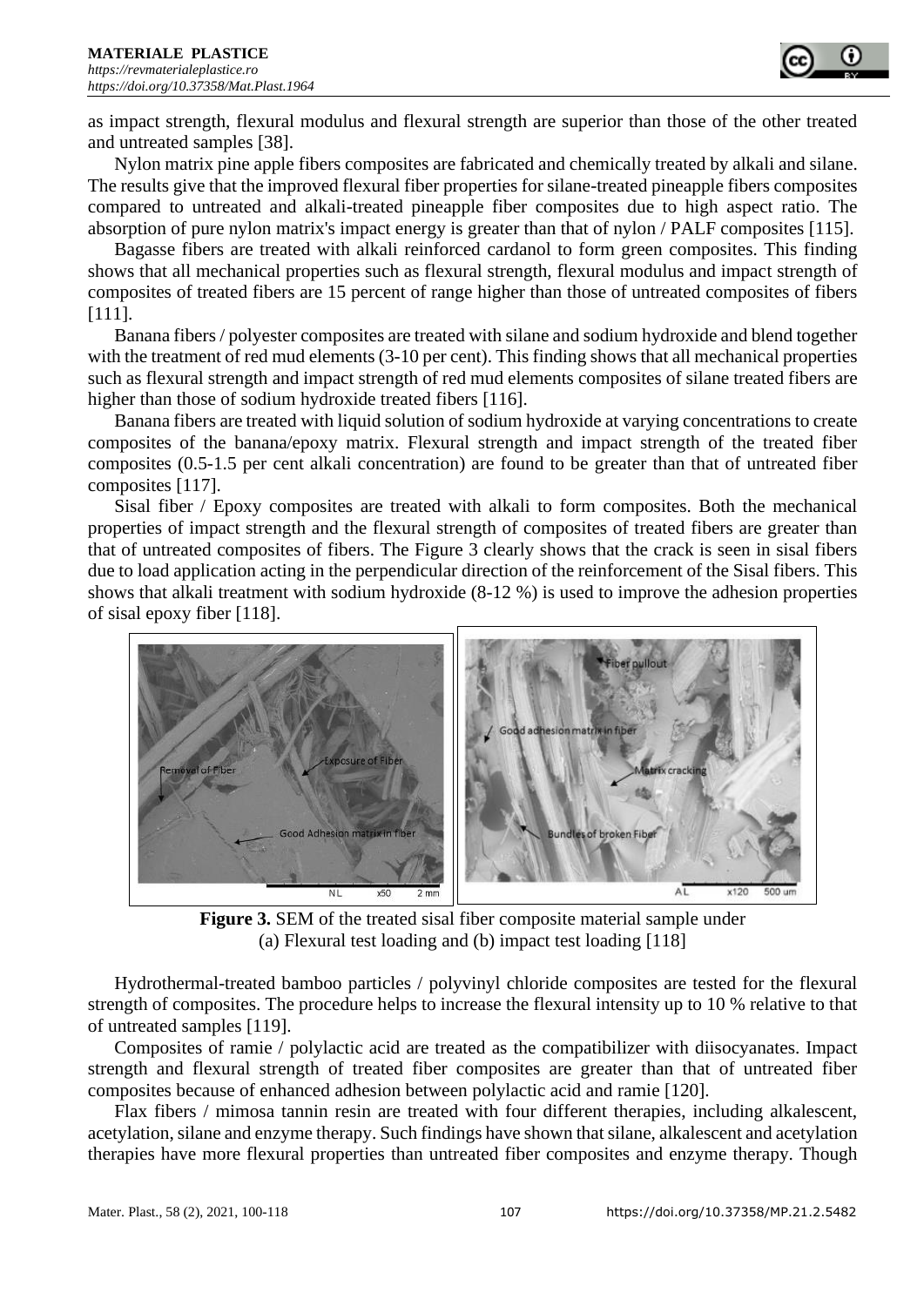as impact strength, flexural modulus and flexural strength are superior than those of the other treated and untreated samples [38].

Nylon matrix pine apple fibers composites are fabricated and chemically treated by alkali and silane. The results give that the improved flexural fiber properties for silane-treated pineapple fibers composites compared to untreated and alkali-treated pineapple fiber composites due to high aspect ratio. The absorption of pure nylon matrix's impact energy is greater than that of nylon / PALF composites [115].

Bagasse fibers are treated with alkali reinforced cardanol to form green composites. This finding shows that all mechanical properties such as flexural strength, flexural modulus and impact strength of composites of treated fibers are 15 percent of range higher than those of untreated composites of fibers [111].

Banana fibers / polyester composites are treated with silane and sodium hydroxide and blend together with the treatment of red mud elements (3-10 per cent). This finding shows that all mechanical properties such as flexural strength and impact strength of red mud elements composites of silane treated fibers are higher than those of sodium hydroxide treated fibers [116].

Banana fibers are treated with liquid solution of sodium hydroxide at varying concentrations to create composites of the banana/epoxy matrix. Flexural strength and impact strength of the treated fiber composites (0.5-1.5 per cent alkali concentration) are found to be greater than that of untreated fiber composites [117].

Sisal fiber / Epoxy composites are treated with alkali to form composites. Both the mechanical properties of impact strength and the flexural strength of composites of treated fibers are greater than that of untreated composites of fibers. The Figure 3 clearly shows that the crack is seen in sisal fibers due to load application acting in the perpendicular direction of the reinforcement of the Sisal fibers. This shows that alkali treatment with sodium hydroxide (8-12 %) is used to improve the adhesion properties of sisal epoxy fiber [118].

Removal of Fiber
Exposure of Fiber
Good Adhesion matrix in fiber
NL x50 2 mm

Fiber pullout
Good adhesion matrix in fiber
Matrix cracking
Bundles of broken Fiber
AL x120 500 um

**Figure 3.** SEM of the treated sisal fiber composite material sample under (a) Flexural test loading and (b) impact test loading [118]

Hydrothermal-treated bamboo particles / polyvinyl chloride composites are tested for the flexural strength of composites. The procedure helps to increase the flexural intensity up to 10 % relative to that of untreated samples [119].

Composites of ramie / polylactic acid are treated as the compatibilizer with diisocyanates. Impact strength and flexural strength of treated fiber composites are greater than that of untreated fiber composites because of enhanced adhesion between polylactic acid and ramie [120].

Flax fibers / mimosa tannin resin are treated with four different therapies, including alkalescent, acetylation, silane and enzyme therapy. Such findings have shown that silane, alkalescent and acetylation therapies have more flexural properties than untreated fiber composites and enzyme therapy. Though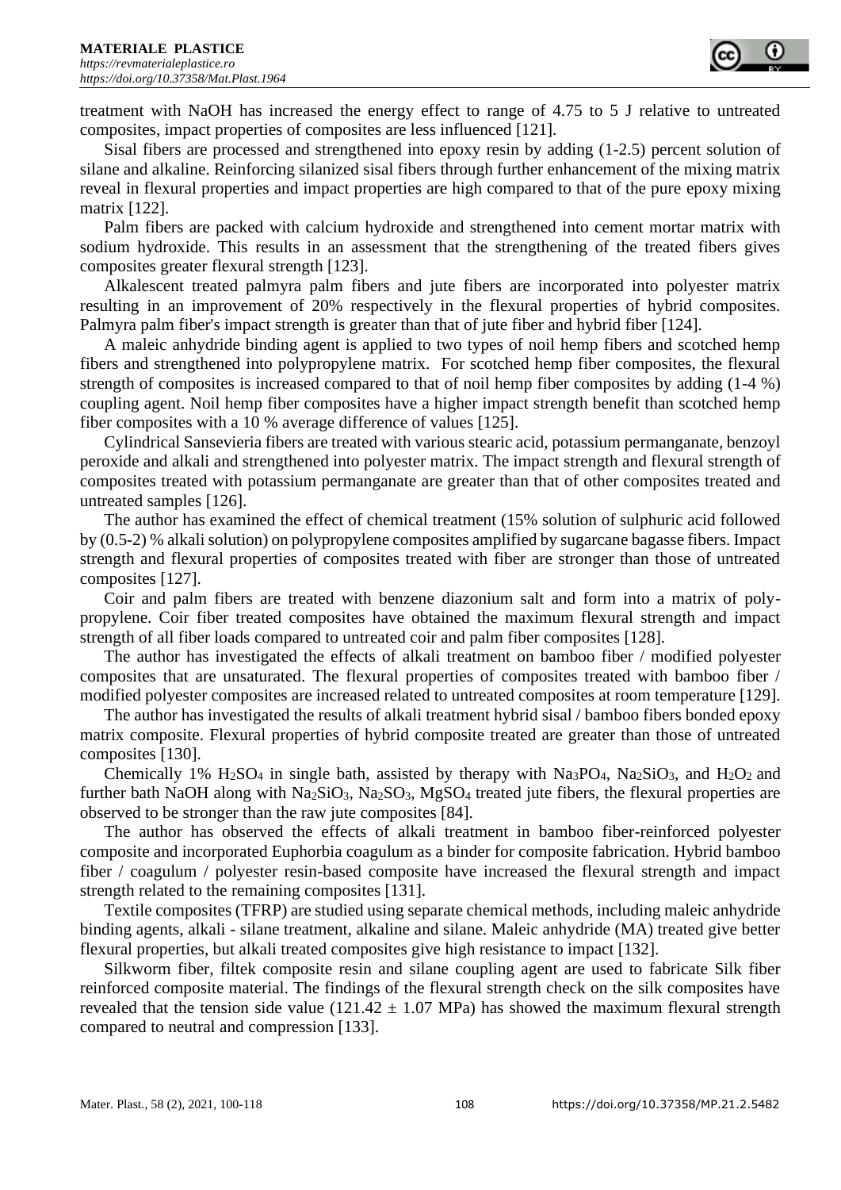treatment with NaOH has increased the energy effect to range of 4.75 to 5 J relative to untreated composites, impact properties of composites are less influenced [121].

Sisal fibers are processed and strengthened into epoxy resin by adding (1-2.5) percent solution of silane and alkaline. Reinforcing silanized sisal fibers through further enhancement of the mixing matrix reveal in flexural properties and impact properties are high compared to that of the pure epoxy mixing matrix [122].

Palm fibers are packed with calcium hydroxide and strengthened into cement mortar matrix with sodium hydroxide. This results in an assessment that the strengthening of the treated fibers gives composites greater flexural strength [123].

Alkalescent treated palmyra palm fibers and jute fibers are incorporated into polyester matrix resulting in an improvement of 20% respectively in the flexural properties of hybrid composites. Palmyra palm fiber's impact strength is greater than that of jute fiber and hybrid fiber [124].

A maleic anhydride binding agent is applied to two types of noil hemp fibers and scotched hemp fibers and strengthened into polypropylene matrix. For scotched hemp fiber composites, the flexural strength of composites is increased compared to that of noil hemp fiber composites by adding (1-4 %) coupling agent. Noil hemp fiber composites have a higher impact strength benefit than scotched hemp fiber composites with a 10 % average difference of values [125].

Cylindrical Sansevieria fibers are treated with various stearic acid, potassium permanganate, benzoyl peroxide and alkali and strengthened into polyester matrix. The impact strength and flexural strength of composites treated with potassium permanganate are greater than that of other composites treated and untreated samples [126].

The author has examined the effect of chemical treatment (15% solution of sulphuric acid followed by (0.5-2) % alkali solution) on polypropylene composites amplified by sugarcane bagasse fibers. Impact strength and flexural properties of composites treated with fiber are stronger than those of untreated composites [127].

Coir and palm fibers are treated with benzene diazonium salt and form into a matrix of polypropylene. Coir fiber treated composites have obtained the maximum flexural strength and impact strength of all fiber loads compared to untreated coir and palm fiber composites [128].

The author has investigated the effects of alkali treatment on bamboo fiber / modified polyester composites that are unsaturated. The flexural properties of composites treated with bamboo fiber / modified polyester composites are increased related to untreated composites at room temperature [129].

The author has investigated the results of alkali treatment hybrid sisal / bamboo fibers bonded epoxy matrix composite. Flexural properties of hybrid composite treated are greater than those of untreated composites [130].

Chemically 1% $H_2SO_4$ in single bath, assisted by therapy with $Na_3PO_4$, $Na_2SiO_3$, and $H_2O_2$ and further bath NaOH along with $Na_2SiO_3$, $Na_2SO_3$, $MgSO_4$ treated jute fibers, the flexural properties are observed to be stronger than the raw jute composites [84].

The author has observed the effects of alkali treatment in bamboo fiber-reinforced polyester composite and incorporated Euphorbia coagulum as a binder for composite fabrication. Hybrid bamboo fiber / coagulum / polyester resin-based composite have increased the flexural strength and impact strength related to the remaining composites [131].

Textile composites (TFRP) are studied using separate chemical methods, including maleic anhydride binding agents, alkali - silane treatment, alkaline and silane. Maleic anhydride (MA) treated give better flexural properties, but alkali treated composites give high resistance to impact [132].

Silkworm fiber, filtek composite resin and silane coupling agent are used to fabricate Silk fiber reinforced composite material. The findings of the flexural strength check on the silk composites have revealed that the tension side value ($121.42 \pm 1.07$ MPa) has showed the maximum flexural strength compared to neutral and compression [133].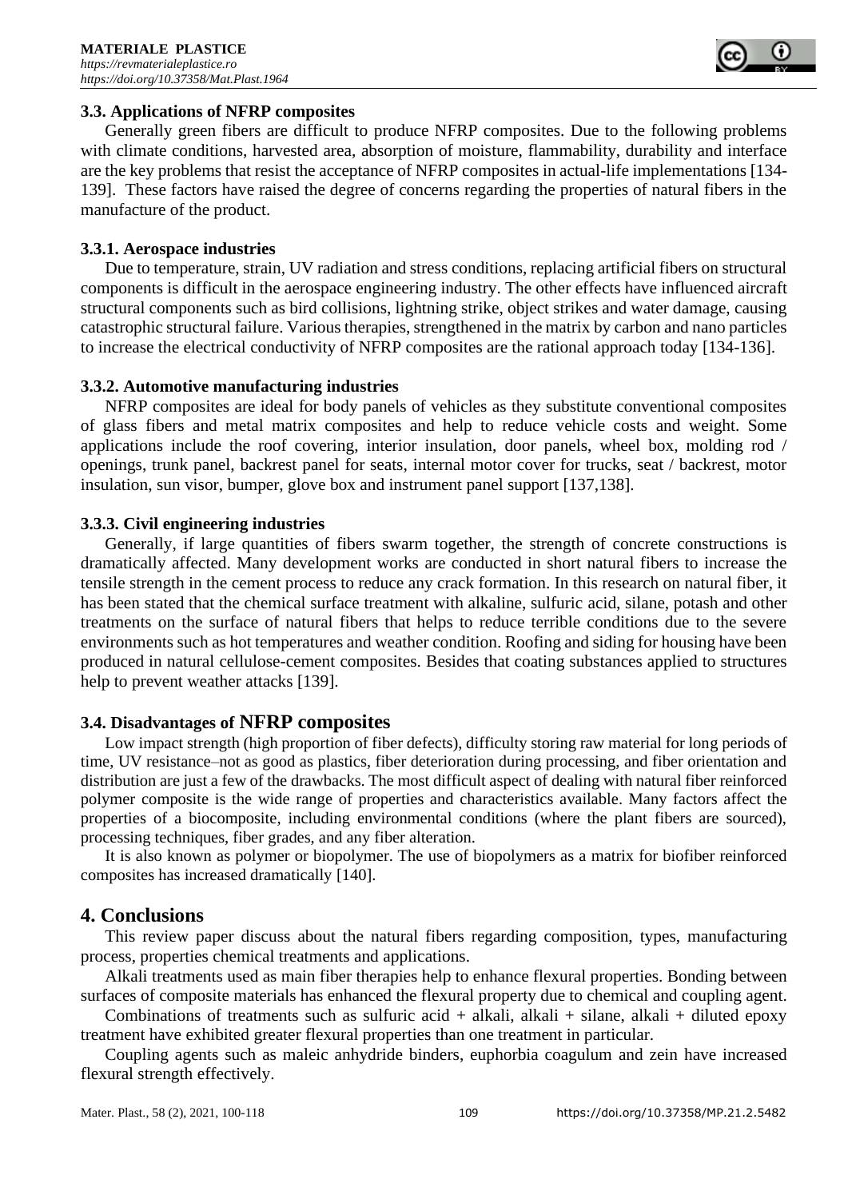### 3.3. Applications of NFRP composites

Generally green fibers are difficult to produce NFRP composites. Due to the following problems with climate conditions, harvested area, absorption of moisture, flammability, durability and interface are the key problems that resist the acceptance of NFRP composites in actual-life implementations [134-139]. These factors have raised the degree of concerns regarding the properties of natural fibers in the manufacture of the product.

#### 3.3.1. Aerospace industries

Due to temperature, strain, UV radiation and stress conditions, replacing artificial fibers on structural components is difficult in the aerospace engineering industry. The other effects have influenced aircraft structural components such as bird collisions, lightning strike, object strikes and water damage, causing catastrophic structural failure. Various therapies, strengthened in the matrix by carbon and nano particles to increase the electrical conductivity of NFRP composites are the rational approach today [134-136].

#### 3.3.2. Automotive manufacturing industries

NFRP composites are ideal for body panels of vehicles as they substitute conventional composites of glass fibers and metal matrix composites and help to reduce vehicle costs and weight. Some applications include the roof covering, interior insulation, door panels, wheel box, molding rod / openings, trunk panel, backrest panel for seats, internal motor cover for trucks, seat / backrest, motor insulation, sun visor, bumper, glove box and instrument panel support [137,138].

#### 3.3.3. Civil engineering industries

Generally, if large quantities of fibers swarm together, the strength of concrete constructions is dramatically affected. Many development works are conducted in short natural fibers to increase the tensile strength in the cement process to reduce any crack formation. In this research on natural fiber, it has been stated that the chemical surface treatment with alkaline, sulfuric acid, silane, potash and other treatments on the surface of natural fibers that helps to reduce terrible conditions due to the severe environments such as hot temperatures and weather condition. Roofing and siding for housing have been produced in natural cellulose-cement composites. Besides that coating substances applied to structures help to prevent weather attacks [139].

### 3.4. Disadvantages of NFRP composites

Low impact strength (high proportion of fiber defects), difficulty storing raw material for long periods of time, UV resistance–not as good as plastics, fiber deterioration during processing, and fiber orientation and distribution are just a few of the drawbacks. The most difficult aspect of dealing with natural fiber reinforced polymer composite is the wide range of properties and characteristics available. Many factors affect the properties of a biocomposite, including environmental conditions (where the plant fibers are sourced), processing techniques, fiber grades, and any fiber alteration.

It is also known as polymer or biopolymer. The use of biopolymers as a matrix for biofiber reinforced composites has increased dramatically [140].

## 4. Conclusions

This review paper discuss about the natural fibers regarding composition, types, manufacturing process, properties chemical treatments and applications.

Alkali treatments used as main fiber therapies help to enhance flexural properties. Bonding between surfaces of composite materials has enhanced the flexural property due to chemical and coupling agent.

Combinations of treatments such as sulfuric acid + alkali, alkali + silane, alkali + diluted epoxy treatment have exhibited greater flexural properties than one treatment in particular.

Coupling agents such as maleic anhydride binders, euphorbia coagulum and zein have increased flexural strength effectively.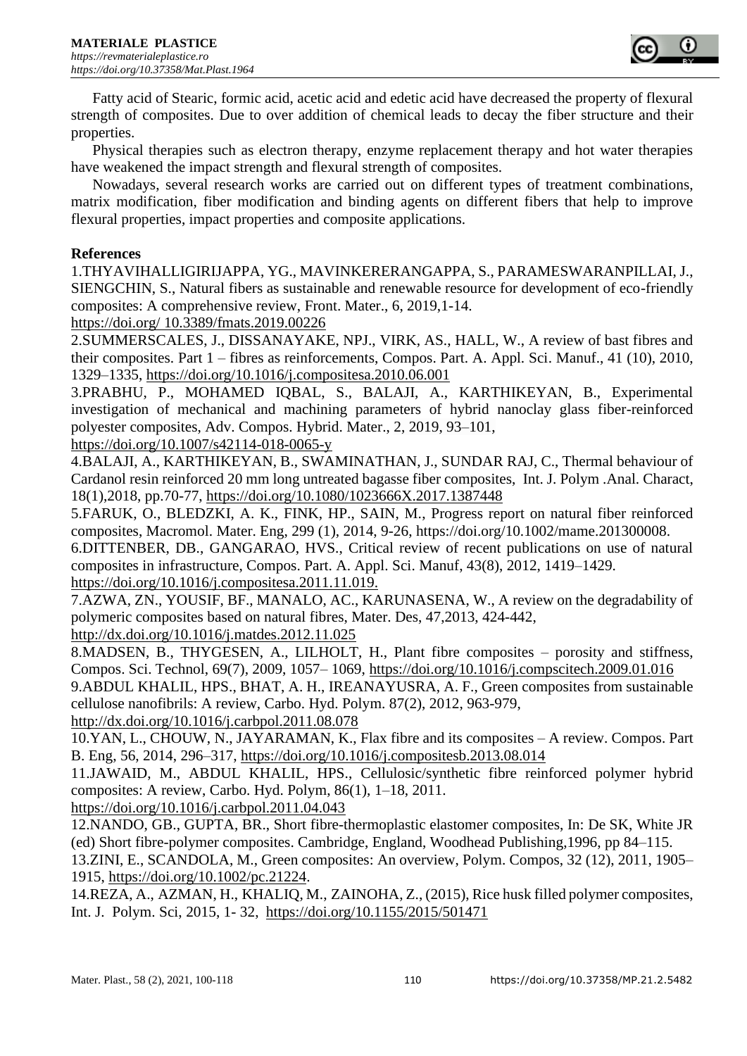Fatty acid of Stearic, formic acid, acetic acid and edetic acid have decreased the property of flexural strength of composites. Due to over addition of chemical leads to decay the fiber structure and their properties.

Physical therapies such as electron therapy, enzyme replacement therapy and hot water therapies have weakened the impact strength and flexural strength of composites.

Nowadays, several research works are carried out on different types of treatment combinations, matrix modification, fiber modification and binding agents on different fibers that help to improve flexural properties, impact properties and composite applications.

**References**

1.THYAVIHALLIGIRIJAPPA, YG., MAVINKERERANGAPPA, S., PARAMESWARANPILLAI, J., SIENGCHIN, S., Natural fibers as sustainable and renewable resource for development of eco-friendly composites: A comprehensive review, Front. Mater., 6, 2019,1-14. https://doi.org/ 10.3389/fmats.2019.00226

2.SUMMERSCALES, J., DISSANAYAKE, NPJ., VIRK, AS., HALL, W., A review of bast fibres and their composites. Part 1 – fibres as reinforcements, Compos. Part. A. Appl. Sci. Manuf., 41 (10), 2010, 1329–1335, https://doi.org/10.1016/j.compositesa.2010.06.001

3.PRABHU, P., MOHAMED IQBAL, S., BALAJI, A., KARTHIKEYAN, B., Experimental investigation of mechanical and machining parameters of hybrid nanoclay glass fiber-reinforced polyester composites, Adv. Compos. Hybrid. Mater., 2, 2019, 93–101, https://doi.org/10.1007/s42114-018-0065-y

4.BALAJI, A., KARTHIKEYAN, B., SWAMINATHAN, J., SUNDAR RAJ, C., Thermal behaviour of Cardanol resin reinforced 20 mm long untreated bagasse fiber composites, Int. J. Polym .Anal. Charact, 18(1),2018, pp.70-77, https://doi.org/10.1080/1023666X.2017.1387448

5.FARUK, O., BLEDZKI, A. K., FINK, HP., SAIN, M., Progress report on natural fiber reinforced composites, Macromol. Mater. Eng, 299 (1), 2014, 9-26, https://doi.org/10.1002/mame.201300008.

6.DITTENBER, DB., GANGARAO, HVS., Critical review of recent publications on use of natural composites in infrastructure, Compos. Part. A. Appl. Sci. Manuf, 43(8), 2012, 1419–1429. https://doi.org/10.1016/j.compositesa.2011.11.019.

7.AZWA, ZN., YOUSIF, BF., MANALO, AC., KARUNASENA, W., A review on the degradability of polymeric composites based on natural fibres, Mater. Des, 47,2013, 424-442, http://dx.doi.org/10.1016/j.matdes.2012.11.025

8.MADSEN, B., THYGESEN, A., LILHOLT, H., Plant fibre composites – porosity and stiffness, Compos. Sci. Technol, 69(7), 2009, 1057– 1069, https://doi.org/10.1016/j.compscitech.2009.01.016

9.ABDUL KHALIL, HPS., BHAT, A. H., IREANAYUSRA, A. F., Green composites from sustainable cellulose nanofibrils: A review, Carbo. Hyd. Polym. 87(2), 2012, 963-979, http://dx.doi.org/10.1016/j.carbpol.2011.08.078

10.YAN, L., CHOUW, N., JAYARAMAN, K., Flax fibre and its composites – A review. Compos. Part B. Eng, 56, 2014, 296–317, https://doi.org/10.1016/j.compositesb.2013.08.014

11.JAWAID, M., ABDUL KHALIL, HPS., Cellulosic/synthetic fibre reinforced polymer hybrid composites: A review, Carbo. Hyd. Polym, 86(1), 1–18, 2011. https://doi.org/10.1016/j.carbpol.2011.04.043

12.NANDO, GB., GUPTA, BR., Short fibre-thermoplastic elastomer composites, In: De SK, White JR (ed) Short fibre-polymer composites. Cambridge, England, Woodhead Publishing,1996, pp 84–115.

13.ZINI, E., SCANDOLA, M., Green composites: An overview, Polym. Compos, 32 (12), 2011, 1905–1915, https://doi.org/10.1002/pc.21224.

14.REZA, A., AZMAN, H., KHALIQ, M., ZAINOHA, Z., (2015), Rice husk filled polymer composites, Int. J. Polym. Sci, 2015, 1- 32, https://doi.org/10.1155/2015/501471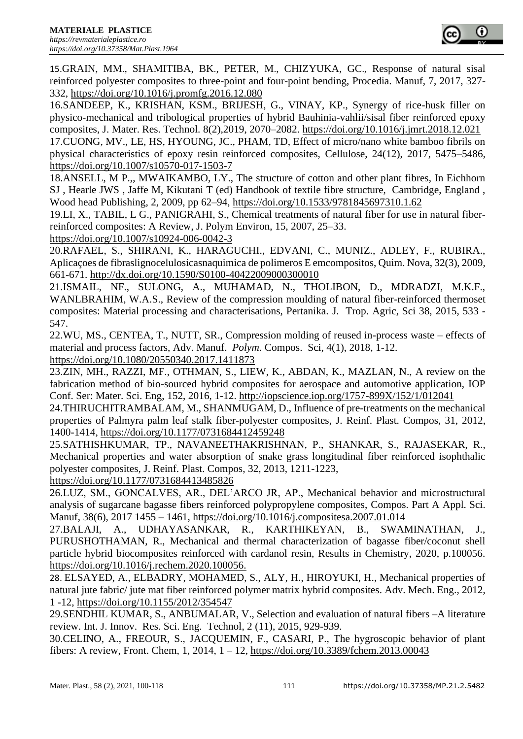15.GRAIN, MM., SHAMITIBA, BK., PETER, M., CHIZYUKA, GC., Response of natural sisal reinforced polyester composites to three-point and four-point bending, Procedia. Manuf, 7, 2017, 327-332, https://doi.org/10.1016/j.promfg.2016.12.080

16.SANDEEP, K., KRISHAN, KSM., BRIJESH, G., VINAY, KP., Synergy of rice-husk filler on physico-mechanical and tribological properties of hybrid Bauhinia-vahlii/sisal fiber reinforced epoxy composites, J. Mater. Res. Technol. 8(2),2019, 2070–2082. https://doi.org/10.1016/j.jmrt.2018.12.021

17.CUONG, MV., LE, HS, HYOUNG, JC., PHAM, TD, Effect of micro/nano white bamboo fibrils on physical characteristics of epoxy resin reinforced composites, Cellulose, 24(12), 2017, 5475–5486, https://doi.org/10.1007/s10570-017-1503-7

18.ANSELL, M P.,, MWAIKAMBO, LY., The structure of cotton and other plant fibres, In Eichhorn SJ , Hearle JWS , Jaffe M, Kikutani T (ed) Handbook of textile fibre structure, Cambridge, England , Wood head Publishing, 2, 2009, pp 62–94, https://doi.org/10.1533/9781845697310.1.62

19.LI, X., TABIL, L G., PANIGRAHI, S., Chemical treatments of natural fiber for use in natural fiber-reinforced composites: A Review, J. Polym Environ, 15, 2007, 25–33. https://doi.org/10.1007/s10924-006-0042-3

20.RAFAEL, S., SHIRANI, K., HARAGUCHI., EDVANI, C., MUNIZ., ADLEY, F., RUBIRA., Aplicaçoes de fibraslignocelulosicasnaquimica de polimeros E emcompositos, Quim. Nova, 32(3), 2009, 661-671. http://dx.doi.org/10.1590/S0100-40422009000300010

21.ISMAIL, NF., SULONG, A., MUHAMAD, N., THOLIBON, D., MDRADZI, M.K.F., WANLBRAHIM, W.A.S., Review of the compression moulding of natural fiber-reinforced thermoset composites: Material processing and characterisations, Pertanika. J. Trop. Agric, Sci 38, 2015, 533 - 547.

22.WU, MS., CENTEA, T., NUTT, SR., Compression molding of reused in-process waste – effects of material and process factors, Adv. Manuf. *Polym.* Compos. Sci, 4(1), 2018, 1-12. https://doi.org/10.1080/20550340.2017.1411873

23.ZIN, MH., RAZZI, MF., OTHMAN, S., LIEW, K., ABDAN, K., MAZLAN, N., A review on the fabrication method of bio-sourced hybrid composites for aerospace and automotive application, IOP Conf. Ser: Mater. Sci. Eng, 152, 2016, 1-12. http://iopscience.iop.org/1757-899X/152/1/012041

24.THIRUCHITRAMBALAM, M., SHANMUGAM, D., Influence of pre-treatments on the mechanical properties of Palmyra palm leaf stalk fiber-polyester composites, J. Reinf. Plast. Compos, 31, 2012, 1400-1414, https://doi.org/10.1177/0731684412459248

25.SATHISHKUMAR, TP., NAVANEETHAKRISHNAN, P., SHANKAR, S., RAJASEKAR, R., Mechanical properties and water absorption of snake grass longitudinal fiber reinforced isophthalic polyester composites, J. Reinf. Plast. Compos, 32, 2013, 1211-1223, https://doi.org/10.1177/0731684413485826

26.LUZ, SM., GONCALVES, AR., DEL'ARCO JR, AP., Mechanical behavior and microstructural analysis of sugarcane bagasse fibers reinforced polypropylene composites, Compos. Part A Appl. Sci. Manuf, 38(6), 2017 1455 – 1461, https://doi.org/10.1016/j.compositesa.2007.01.014

27.BALAJI, A., UDHAYASANKAR, R., KARTHIKEYAN, B., SWAMINATHAN, J., PURUSHOTHAMAN, R., Mechanical and thermal characterization of bagasse fiber/coconut shell particle hybrid biocomposites reinforced with cardanol resin, Results in Chemistry, 2020, p.100056. https://doi.org/10.1016/j.rechem.2020.100056.

28. ELSAYED, A., ELBADRY, MOHAMED, S., ALY, H., HIROYUKI, H., Mechanical properties of natural jute fabric/ jute mat fiber reinforced polymer matrix hybrid composites. Adv. Mech. Eng., 2012, 1 -12, https://doi.org/10.1155/2012/354547

29.SENDHIL KUMAR, S., ANBUMALAR, V., Selection and evaluation of natural fibers –A literature review. Int. J. Innov. Res. Sci. Eng. Technol, 2 (11), 2015, 929-939.

30.CELINO, A., FREOUR, S., JACQUEMIN, F., CASARI, P., The hygroscopic behavior of plant fibers: A review, Front. Chem, 1, 2014, 1 – 12, https://doi.org/10.3389/fchem.2013.00043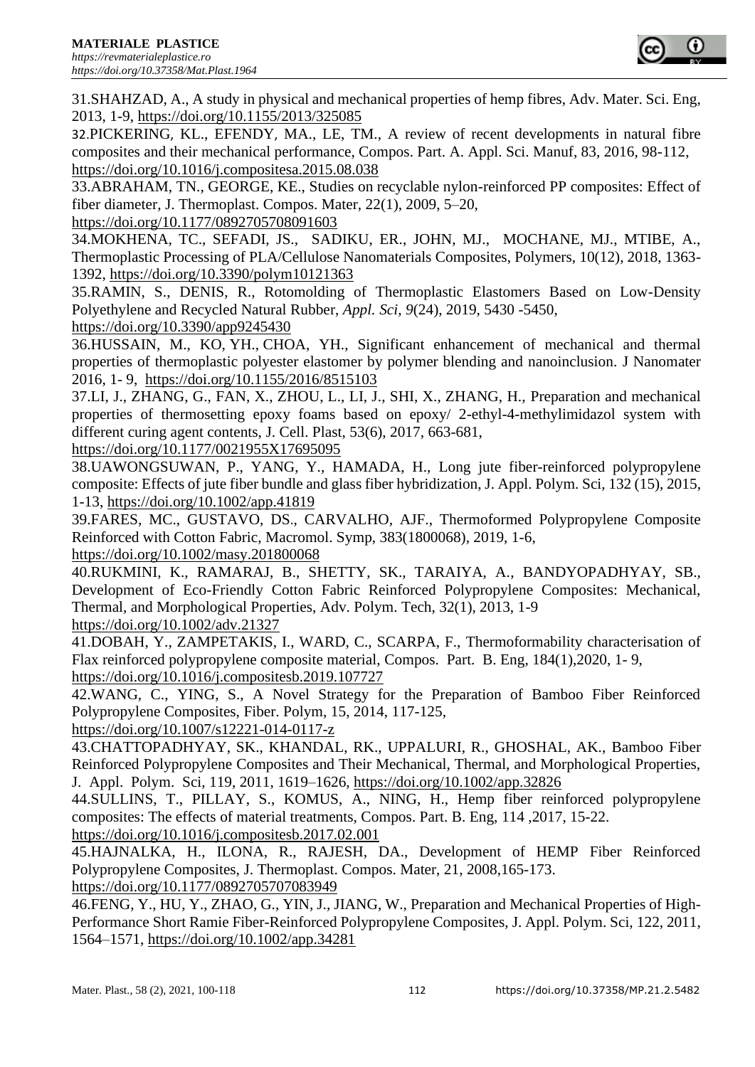31.SHAHZAD, A., A study in physical and mechanical properties of hemp fibres, Adv. Mater. Sci. Eng, 2013, 1-9, https://doi.org/10.1155/2013/325085

32.PICKERING, KL., EFENDY, MA., LE, TM., A review of recent developments in natural fibre composites and their mechanical performance, Compos. Part. A. Appl. Sci. Manuf, 83, 2016, 98-112, https://doi.org/10.1016/j.compositesa.2015.08.038

33.ABRAHAM, TN., GEORGE, KE., Studies on recyclable nylon-reinforced PP composites: Effect of fiber diameter, J. Thermoplast. Compos. Mater, 22(1), 2009, 5–20, https://doi.org/10.1177/0892705708091603

34.MOKHENA, TC., SEFADI, JS., SADIKU, ER., JOHN, MJ., MOCHANE, MJ., MTIBE, A., Thermoplastic Processing of PLA/Cellulose Nanomaterials Composites, Polymers, 10(12), 2018, 1363-1392, https://doi.org/10.3390/polym10121363

35.RAMIN, S., DENIS, R., Rotomolding of Thermoplastic Elastomers Based on Low-Density Polyethylene and Recycled Natural Rubber, *Appl. Sci, 9*(24), 2019, 5430 -5450, https://doi.org/10.3390/app9245430

36.HUSSAIN, M., KO, YH., CHOA, YH., Significant enhancement of mechanical and thermal properties of thermoplastic polyester elastomer by polymer blending and nanoinclusion. J Nanomater 2016, 1- 9, https://doi.org/10.1155/2016/8515103

37.LI, J., ZHANG, G., FAN, X., ZHOU, L., LI, J., SHI, X., ZHANG, H., Preparation and mechanical properties of thermosetting epoxy foams based on epoxy/ 2-ethyl-4-methylimidazol system with different curing agent contents, J. Cell. Plast, 53(6), 2017, 663-681, https://doi.org/10.1177/0021955X17695095

38.UAWONGSUWAN, P., YANG, Y., HAMADA, H., Long jute fiber-reinforced polypropylene composite: Effects of jute fiber bundle and glass fiber hybridization, J. Appl. Polym. Sci, 132 (15), 2015, 1-13, https://doi.org/10.1002/app.41819

39.FARES, MC., GUSTAVO, DS., CARVALHO, AJF., Thermoformed Polypropylene Composite Reinforced with Cotton Fabric, Macromol. Symp, 383(1800068), 2019, 1-6, https://doi.org/10.1002/masy.201800068

40.RUKMINI, K., RAMARAJ, B., SHETTY, SK., TARAIYA, A., BANDYOPADHYAY, SB., Development of Eco-Friendly Cotton Fabric Reinforced Polypropylene Composites: Mechanical, Thermal, and Morphological Properties, Adv. Polym. Tech, 32(1), 2013, 1-9 https://doi.org/10.1002/adv.21327

41.DOBAH, Y., ZAMPETAKIS, I., WARD, C., SCARPA, F., Thermoformability characterisation of Flax reinforced polypropylene composite material, Compos. Part. B. Eng, 184(1),2020, 1- 9, https://doi.org/10.1016/j.compositesb.2019.107727

42.WANG, C., YING, S., A Novel Strategy for the Preparation of Bamboo Fiber Reinforced Polypropylene Composites, Fiber. Polym, 15, 2014, 117-125, https://doi.org/10.1007/s12221-014-0117-z

43.CHATTOPADHYAY, SK., KHANDAL, RK., UPPALURI, R., GHOSHAL, AK., Bamboo Fiber Reinforced Polypropylene Composites and Their Mechanical, Thermal, and Morphological Properties, J. Appl. Polym. Sci, 119, 2011, 1619–1626, https://doi.org/10.1002/app.32826

44.SULLINS, T., PILLAY, S., KOMUS, A., NING, H., Hemp fiber reinforced polypropylene composites: The effects of material treatments, Compos. Part. B. Eng, 114 ,2017, 15-22. https://doi.org/10.1016/j.compositesb.2017.02.001

45.HAJNALKA, H., ILONA, R., RAJESH, DA., Development of HEMP Fiber Reinforced Polypropylene Composites, J. Thermoplast. Compos. Mater, 21, 2008,165-173. https://doi.org/10.1177/0892705707083949

46.FENG, Y., HU, Y., ZHAO, G., YIN, J., JIANG, W., Preparation and Mechanical Properties of High-Performance Short Ramie Fiber-Reinforced Polypropylene Composites, J. Appl. Polym. Sci, 122, 2011, 1564–1571, https://doi.org/10.1002/app.34281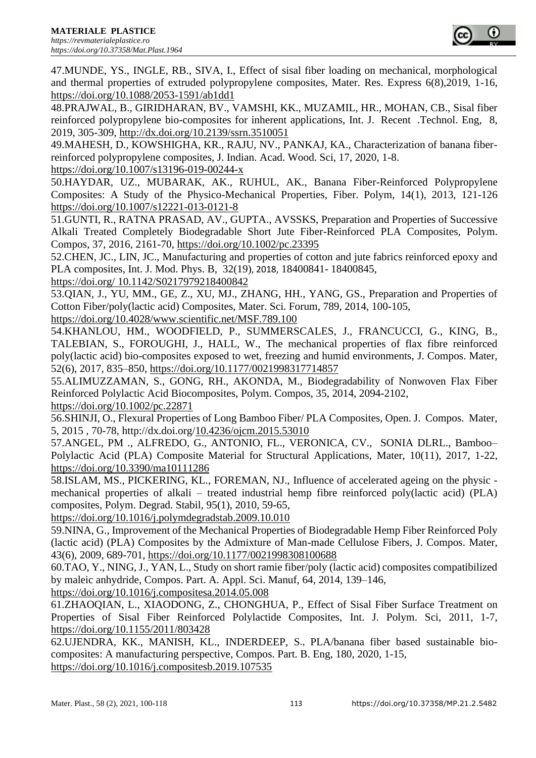47.MUNDE, YS., INGLE, RB., SIVA, I., Effect of sisal fiber loading on mechanical, morphological and thermal properties of extruded polypropylene composites, Mater. Res. Express 6(8),2019, 1-16, https://doi.org/10.1088/2053-1591/ab1dd1

48.PRAJWAL, B., GIRIDHARAN, BV., VAMSHI, KK., MUZAMIL, HR., MOHAN, CB., Sisal fiber reinforced polypropylene bio-composites for inherent applications, Int. J. Recent .Technol. Eng, 8, 2019, 305-309, http://dx.doi.org/10.2139/ssrn.3510051

49.MAHESH, D., KOWSHIGHA, KR., RAJU, NV., PANKAJ, KA., Characterization of banana fiber-reinforced polypropylene composites, J. Indian. Acad. Wood. Sci, 17, 2020, 1-8. https://doi.org/10.1007/s13196-019-00244-x

50.HAYDAR, UZ., MUBARAK, AK., RUHUL, AK., Banana Fiber-Reinforced Polypropylene Composites: A Study of the Physico-Mechanical Properties, Fiber. Polym, 14(1), 2013, 121-126 https://doi.org/10.1007/s12221-013-0121-8

51.GUNTI, R., RATNA PRASAD, AV., GUPTA., AVSSKS, Preparation and Properties of Successive Alkali Treated Completely Biodegradable Short Jute Fiber-Reinforced PLA Composites, Polym. Compos, 37, 2016, 2161-70, https://doi.org/10.1002/pc.23395

52.CHEN, JC., LIN, JC., Manufacturing and properties of cotton and jute fabrics reinforced epoxy and PLA composites, Int. J. Mod. Phys. B, 32(19), 2018, 18400841- 18400845, https://doi.org/ 10.1142/S0217979218400842

53.QIAN, J., YU, MM., GE, Z., XU, MJ., ZHANG, HH., YANG, GS., Preparation and Properties of Cotton Fiber/poly(lactic acid) Composites, Mater. Sci. Forum, 789, 2014, 100-105, https://doi.org/10.4028/www.scientific.net/MSF.789.100

54.KHANLOU, HM., WOODFIELD, P., SUMMERSCALES, J., FRANCUCCI, G., KING, B., TALEBIAN, S., FOROUGHI, J., HALL, W., The mechanical properties of flax fibre reinforced poly(lactic acid) bio-composites exposed to wet, freezing and humid environments, J. Compos. Mater, 52(6), 2017, 835–850, https://doi.org/10.1177/0021998317714857

55.ALIMUZZAMAN, S., GONG, RH., AKONDA, M., Biodegradability of Nonwoven Flax Fiber Reinforced Polylactic Acid Biocomposites, Polym. Compos, 35, 2014, 2094-2102, https://doi.org/10.1002/pc.22871

56.SHINJI, O., Flexural Properties of Long Bamboo Fiber/ PLA Composites, Open. J. Compos. Mater, 5, 2015 , 70-78, http://dx.doi.org/10.4236/ojcm.2015.53010

57.ANGEL, PM ., ALFREDO, G., ANTONIO, FL., VERONICA, CV., SONIA DLRL., Bamboo–Polylactic Acid (PLA) Composite Material for Structural Applications, Mater, 10(11), 2017, 1-22, https://doi.org/10.3390/ma10111286

58.ISLAM, MS., PICKERING, KL., FOREMAN, NJ., Influence of accelerated ageing on the physic - mechanical properties of alkali – treated industrial hemp fibre reinforced poly(lactic acid) (PLA) composites, Polym. Degrad. Stabil, 95(1), 2010, 59-65, https://doi.org/10.1016/j.polymdegradstab.2009.10.010

59.NINA, G., Improvement of the Mechanical Properties of Biodegradable Hemp Fiber Reinforced Poly (lactic acid) (PLA) Composites by the Admixture of Man-made Cellulose Fibers, J. Compos. Mater, 43(6), 2009, 689-701, https://doi.org/10.1177/0021998308100688

60.TAO, Y., NING, J., YAN, L., Study on short ramie fiber/poly (lactic acid) composites compatibilized by maleic anhydride, Compos. Part. A. Appl. Sci. Manuf, 64, 2014, 139–146, https://doi.org/10.1016/j.compositesa.2014.05.008

61.ZHAOQIAN, L., XIAODONG, Z., CHONGHUA, P., Effect of Sisal Fiber Surface Treatment on Properties of Sisal Fiber Reinforced Polylactide Composites, Int. J. Polym. Sci, 2011, 1-7, https://doi.org/10.1155/2011/803428

62.UJENDRA, KK., MANISH, KL., INDERDEEP, S., PLA/banana fiber based sustainable bio-composites: A manufacturing perspective, Compos. Part. B. Eng, 180, 2020, 1-15, https://doi.org/10.1016/j.compositesb.2019.107535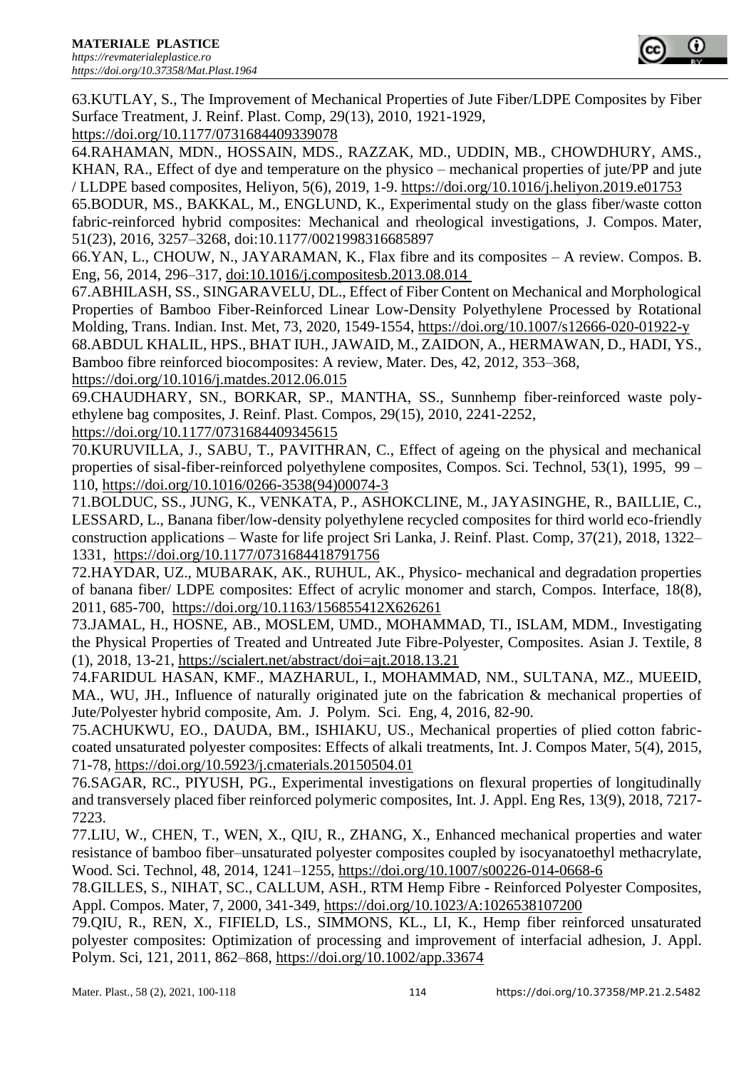63.KUTLAY, S., The Improvement of Mechanical Properties of Jute Fiber/LDPE Composites by Fiber Surface Treatment, J. Reinf. Plast. Comp, 29(13), 2010, 1921-1929, https://doi.org/10.1177/0731684409339078

64.RAHAMAN, MDN., HOSSAIN, MDS., RAZZAK, MD., UDDIN, MB., CHOWDHURY, AMS., KHAN, RA., Effect of dye and temperature on the physico – mechanical properties of jute/PP and jute / LLDPE based composites, Heliyon, 5(6), 2019, 1-9. https://doi.org/10.1016/j.heliyon.2019.e01753

65.BODUR, MS., BAKKAL, M., ENGLUND, K., Experimental study on the glass fiber/waste cotton fabric-reinforced hybrid composites: Mechanical and rheological investigations, J. Compos. Mater, 51(23), 2016, 3257–3268, doi:10.1177/0021998316685897

66.YAN, L., CHOUW, N., JAYARAMAN, K., Flax fibre and its composites – A review. Compos. B. Eng, 56, 2014, 296–317, doi:10.1016/j.compositesb.2013.08.014

67.ABHILASH, SS., SINGARAVELU, DL., Effect of Fiber Content on Mechanical and Morphological Properties of Bamboo Fiber-Reinforced Linear Low-Density Polyethylene Processed by Rotational Molding, Trans. Indian. Inst. Met, 73, 2020, 1549-1554, https://doi.org/10.1007/s12666-020-01922-y

68.ABDUL KHALIL, HPS., BHAT IUH., JAWAID, M., ZAIDON, A., HERMAWAN, D., HADI, YS., Bamboo fibre reinforced biocomposites: A review, Mater. Des, 42, 2012, 353–368, https://doi.org/10.1016/j.matdes.2012.06.015

69.CHAUDHARY, SN., BORKAR, SP., MANTHA, SS., Sunnhemp fiber-reinforced waste polyethylene bag composites, J. Reinf. Plast. Compos, 29(15), 2010, 2241-2252, https://doi.org/10.1177/0731684409345615

70.KURUVILLA, J., SABU, T., PAVITHRAN, C., Effect of ageing on the physical and mechanical properties of sisal-fiber-reinforced polyethylene composites, Compos. Sci. Technol, 53(1), 1995, 99 – 110, https://doi.org/10.1016/0266-3538(94)00074-3

71.BOLDUC, SS., JUNG, K., VENKATA, P., ASHOKCLINE, M., JAYASINGHE, R., BAILLIE, C., LESSARD, L., Banana fiber/low-density polyethylene recycled composites for third world eco-friendly construction applications – Waste for life project Sri Lanka, J. Reinf. Plast. Comp, 37(21), 2018, 1322–1331, https://doi.org/10.1177/0731684418791756

72.HAYDAR, UZ., MUBARAK, AK., RUHUL, AK., Physico- mechanical and degradation properties of banana fiber/ LDPE composites: Effect of acrylic monomer and starch, Compos. Interface, 18(8), 2011, 685-700, https://doi.org/10.1163/156855412X626261

73.JAMAL, H., HOSNE, AB., MOSLEM, UMD., MOHAMMAD, TI., ISLAM, MDM., Investigating the Physical Properties of Treated and Untreated Jute Fibre-Polyester, Composites. Asian J. Textile, 8 (1), 2018, 13-21, https://scialert.net/abstract/doi=ajt.2018.13.21

74.FARIDUL HASAN, KMF., MAZHARUL, I., MOHAMMAD, NM., SULTANA, MZ., MUEEID, MA., WU, JH., Influence of naturally originated jute on the fabrication & mechanical properties of Jute/Polyester hybrid composite, Am. J. Polym. Sci. Eng, 4, 2016, 82-90.

75.ACHUKWU, EO., DAUDA, BM., ISHIAKU, US., Mechanical properties of plied cotton fabric-coated unsaturated polyester composites: Effects of alkali treatments, Int. J. Compos Mater, 5(4), 2015, 71-78, https://doi.org/10.5923/j.cmaterials.20150504.01

76.SAGAR, RC., PIYUSH, PG., Experimental investigations on flexural properties of longitudinally and transversely placed fiber reinforced polymeric composites, Int. J. Appl. Eng Res, 13(9), 2018, 7217-7223.

77.LIU, W., CHEN, T., WEN, X., QIU, R., ZHANG, X., Enhanced mechanical properties and water resistance of bamboo fiber–unsaturated polyester composites coupled by isocyanatoethyl methacrylate, Wood. Sci. Technol, 48, 2014, 1241–1255, https://doi.org/10.1007/s00226-014-0668-6

78.GILLES, S., NIHAT, SC., CALLUM, ASH., RTM Hemp Fibre - Reinforced Polyester Composites, Appl. Compos. Mater, 7, 2000, 341-349, https://doi.org/10.1023/A:1026538107200

79.QIU, R., REN, X., FIFIELD, LS., SIMMONS, KL., LI, K., Hemp fiber reinforced unsaturated polyester composites: Optimization of processing and improvement of interfacial adhesion, J. Appl. Polym. Sci, 121, 2011, 862–868, https://doi.org/10.1002/app.33674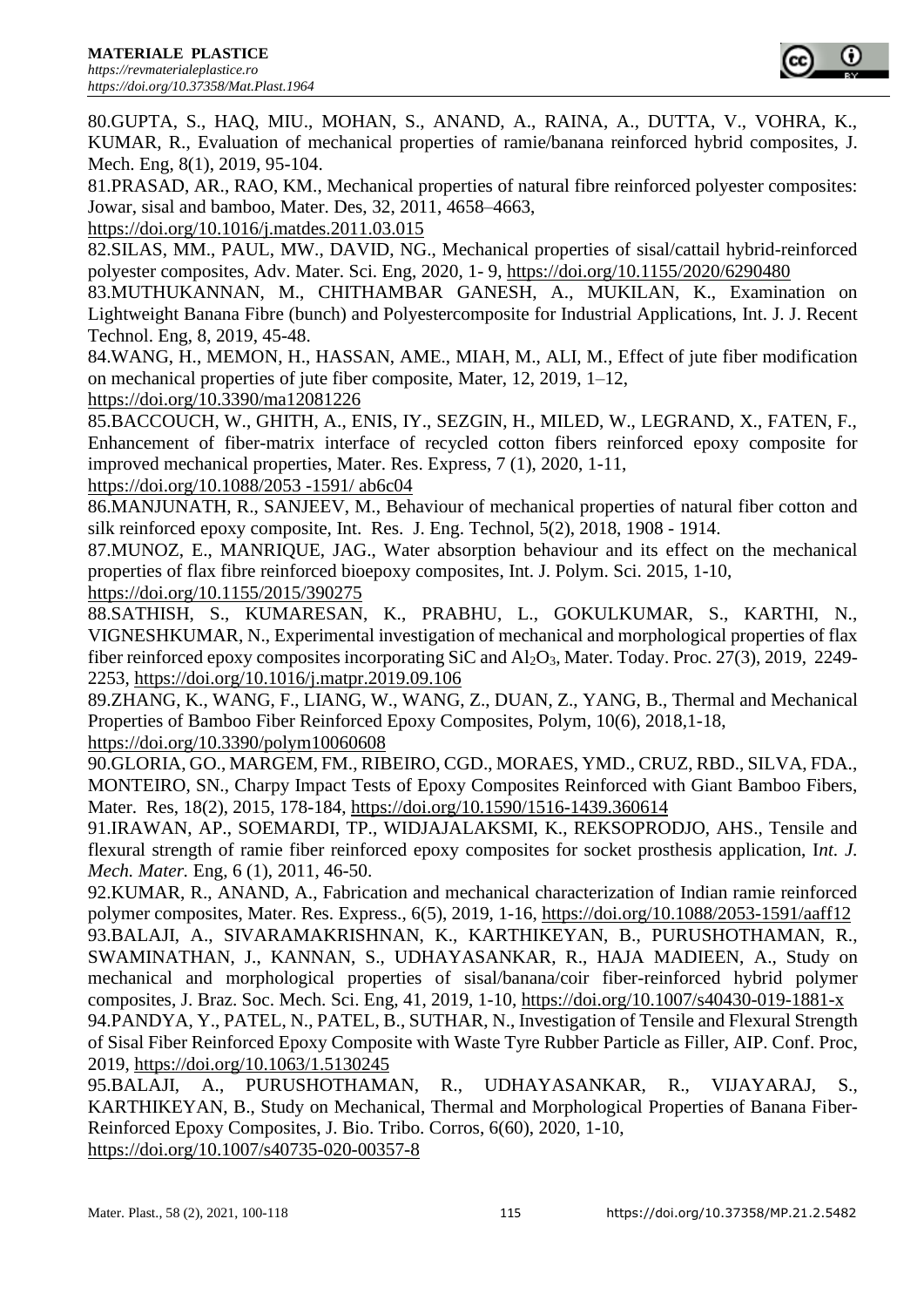80.GUPTA, S., HAQ, MIU., MOHAN, S., ANAND, A., RAINA, A., DUTTA, V., VOHRA, K., KUMAR, R., Evaluation of mechanical properties of ramie/banana reinforced hybrid composites, J. Mech. Eng, 8(1), 2019, 95-104.

81.PRASAD, AR., RAO, KM., Mechanical properties of natural fibre reinforced polyester composites: Jowar, sisal and bamboo, Mater. Des, 32, 2011, 4658–4663, https://doi.org/10.1016/j.matdes.2011.03.015

82.SILAS, MM., PAUL, MW., DAVID, NG., Mechanical properties of sisal/cattail hybrid-reinforced polyester composites, Adv. Mater. Sci. Eng, 2020, 1- 9, https://doi.org/10.1155/2020/6290480

83.MUTHUKANNAN, M., CHITHAMBAR GANESH, A., MUKILAN, K., Examination on Lightweight Banana Fibre (bunch) and Polyestercomposite for Industrial Applications, Int. J. J. Recent Technol. Eng, 8, 2019, 45-48.

84.WANG, H., MEMON, H., HASSAN, AME., MIAH, M., ALI, M., Effect of jute fiber modification on mechanical properties of jute fiber composite, Mater, 12, 2019, 1–12, https://doi.org/10.3390/ma12081226

85.BACCOUCH, W., GHITH, A., ENIS, IY., SEZGIN, H., MILED, W., LEGRAND, X., FATEN, F., Enhancement of fiber-matrix interface of recycled cotton fibers reinforced epoxy composite for improved mechanical properties, Mater. Res. Express, 7 (1), 2020, 1-11, https://doi.org/10.1088/2053 -1591/ ab6c04

86.MANJUNATH, R., SANJEEV, M., Behaviour of mechanical properties of natural fiber cotton and silk reinforced epoxy composite, Int. Res. J. Eng. Technol, 5(2), 2018, 1908 - 1914.

87.MUNOZ, E., MANRIQUE, JAG., Water absorption behaviour and its effect on the mechanical properties of flax fibre reinforced bioepoxy composites, Int. J. Polym. Sci. 2015, 1-10, https://doi.org/10.1155/2015/390275

88.SATHISH, S., KUMARESAN, K., PRABHU, L., GOKULKUMAR, S., KARTHI, N., VIGNESHKUMAR, N., Experimental investigation of mechanical and morphological properties of flax fiber reinforced epoxy composites incorporating SiC and $Al_2O_3$, Mater. Today. Proc. 27(3), 2019, 2249-2253, https://doi.org/10.1016/j.matpr.2019.09.106

89.ZHANG, K., WANG, F., LIANG, W., WANG, Z., DUAN, Z., YANG, B., Thermal and Mechanical Properties of Bamboo Fiber Reinforced Epoxy Composites, Polym, 10(6), 2018,1-18, https://doi.org/10.3390/polym10060608

90.GLORIA, GO., MARGEM, FM., RIBEIRO, CGD., MORAES, YMD., CRUZ, RBD., SILVA, FDA., MONTEIRO, SN., Charpy Impact Tests of Epoxy Composites Reinforced with Giant Bamboo Fibers, Mater. Res, 18(2), 2015, 178-184, https://doi.org/10.1590/1516-1439.360614

91.IRAWAN, AP., SOEMARDI, TP., WIDJAJALAKSMI, K., REKSOPRODJO, AHS., Tensile and flexural strength of ramie fiber reinforced epoxy composites for socket prosthesis application, I*nt. J. Mech. Mater.* Eng, 6 (1), 2011, 46-50.

92.KUMAR, R., ANAND, A., Fabrication and mechanical characterization of Indian ramie reinforced polymer composites, Mater. Res. Express., 6(5), 2019, 1-16, https://doi.org/10.1088/2053-1591/aaff12

93.BALAJI, A., SIVARAMAKRISHNAN, K., KARTHIKEYAN, B., PURUSHOTHAMAN, R., SWAMINATHAN, J., KANNAN, S., UDHAYASANKAR, R., HAJA MADIEEN, A., Study on mechanical and morphological properties of sisal/banana/coir fiber-reinforced hybrid polymer composites, J. Braz. Soc. Mech. Sci. Eng, 41, 2019, 1-10, https://doi.org/10.1007/s40430-019-1881-x

94.PANDYA, Y., PATEL, N., PATEL, B., SUTHAR, N., Investigation of Tensile and Flexural Strength of Sisal Fiber Reinforced Epoxy Composite with Waste Tyre Rubber Particle as Filler, AIP. Conf. Proc, 2019, https://doi.org/10.1063/1.5130245

95.BALAJI, A., PURUSHOTHAMAN, R., UDHAYASANKAR, R., VIJAYARAJ, S., KARTHIKEYAN, B., Study on Mechanical, Thermal and Morphological Properties of Banana Fiber-Reinforced Epoxy Composites, J. Bio. Tribo. Corros, 6(60), 2020, 1-10, https://doi.org/10.1007/s40735-020-00357-8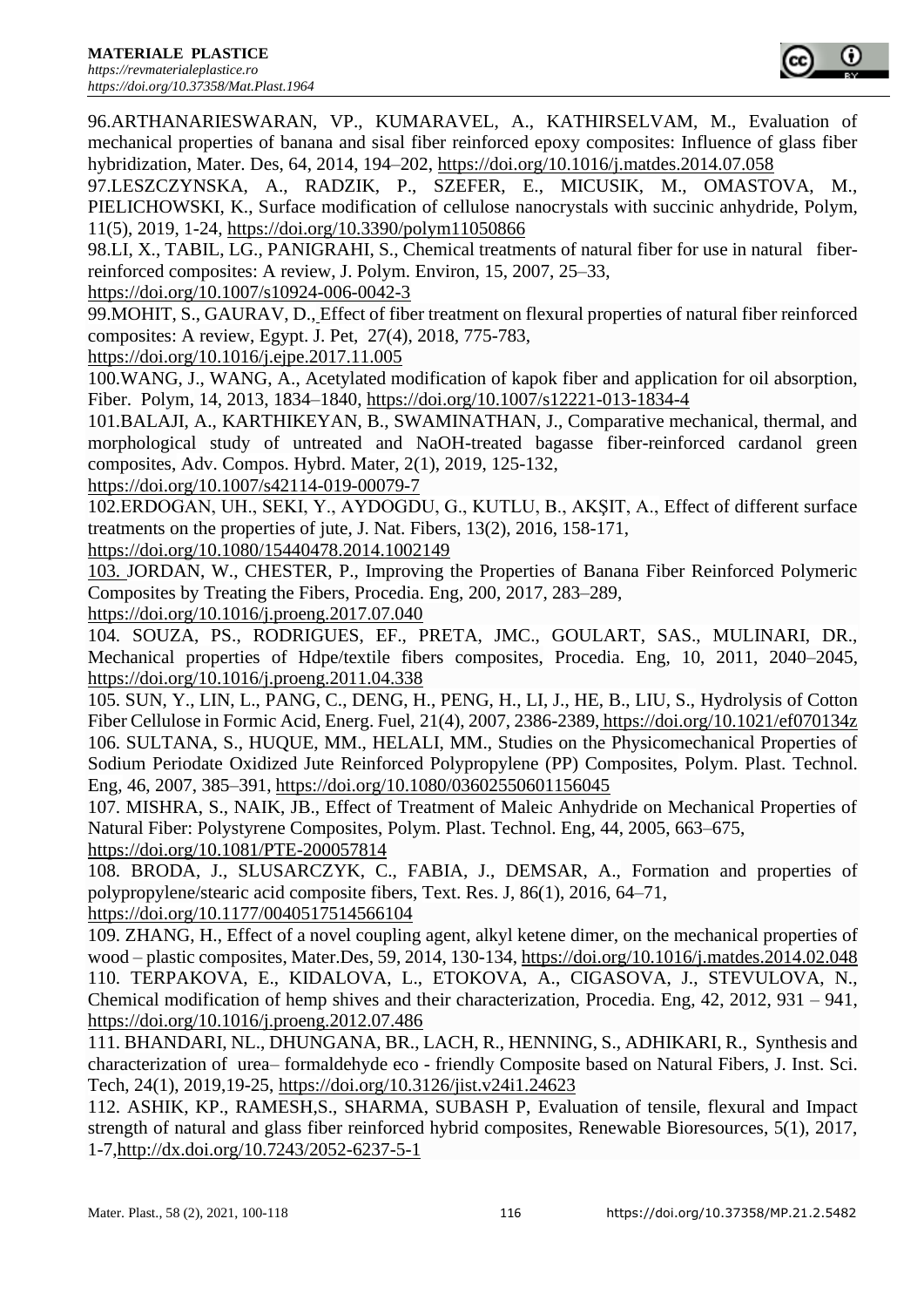96.ARTHANARIESWARAN, VP., KUMARAVEL, A., KATHIRSELVAM, M., Evaluation of mechanical properties of banana and sisal fiber reinforced epoxy composites: Influence of glass fiber hybridization, Mater. Des, 64, 2014, 194–202, https://doi.org/10.1016/j.matdes.2014.07.058

97.LESZCZYNSKA, A., RADZIK, P., SZEFER, E., MICUSIK, M., OMASTOVA, M., PIELICHOWSKI, K., Surface modification of cellulose nanocrystals with succinic anhydride, Polym, 11(5), 2019, 1-24, https://doi.org/10.3390/polym11050866

98.LI, X., TABIL, LG., PANIGRAHI, S., Chemical treatments of natural fiber for use in natural fiber-reinforced composites: A review, J. Polym. Environ, 15, 2007, 25–33, https://doi.org/10.1007/s10924-006-0042-3

99.MOHIT, S., GAURAV, D., Effect of fiber treatment on flexural properties of natural fiber reinforced composites: A review, Egypt. J. Pet, 27(4), 2018, 775-783, https://doi.org/10.1016/j.ejpe.2017.11.005

100.WANG, J., WANG, A., Acetylated modification of kapok fiber and application for oil absorption, Fiber. Polym, 14, 2013, 1834–1840, https://doi.org/10.1007/s12221-013-1834-4

101.BALAJI, A., KARTHIKEYAN, B., SWAMINATHAN, J., Comparative mechanical, thermal, and morphological study of untreated and NaOH-treated bagasse fiber-reinforced cardanol green composites, Adv. Compos. Hybrd. Mater, 2(1), 2019, 125-132, https://doi.org/10.1007/s42114-019-00079-7

102.ERDOGAN, UH., SEKI, Y., AYDOGDU, G., KUTLU, B., AKŞIT, A., Effect of different surface treatments on the properties of jute, J. Nat. Fibers, 13(2), 2016, 158-171, https://doi.org/10.1080/15440478.2014.1002149

103. JORDAN, W., CHESTER, P., Improving the Properties of Banana Fiber Reinforced Polymeric Composites by Treating the Fibers, Procedia. Eng, 200, 2017, 283–289, https://doi.org/10.1016/j.proeng.2017.07.040

104. SOUZA, PS., RODRIGUES, EF., PRETA, JMC., GOULART, SAS., MULINARI, DR., Mechanical properties of Hdpe/textile fibers composites, Procedia. Eng, 10, 2011, 2040–2045, https://doi.org/10.1016/j.proeng.2011.04.338

105. SUN, Y., LIN, L., PANG, C., DENG, H., PENG, H., LI, J., HE, B., LIU, S., Hydrolysis of Cotton Fiber Cellulose in Formic Acid, Energ. Fuel, 21(4), 2007, 2386-2389, https://doi.org/10.1021/ef070134z

106. SULTANA, S., HUQUE, MM., HELALI, MM., Studies on the Physicomechanical Properties of Sodium Periodate Oxidized Jute Reinforced Polypropylene (PP) Composites, Polym. Plast. Technol. Eng, 46, 2007, 385–391, https://doi.org/10.1080/03602550601156045

107. MISHRA, S., NAIK, JB., Effect of Treatment of Maleic Anhydride on Mechanical Properties of Natural Fiber: Polystyrene Composites, Polym. Plast. Technol. Eng, 44, 2005, 663–675, https://doi.org/10.1081/PTE-200057814

108. BRODA, J., SLUSARCZYK, C., FABIA, J., DEMSAR, A., Formation and properties of polypropylene/stearic acid composite fibers, Text. Res. J, 86(1), 2016, 64–71, https://doi.org/10.1177/0040517514566104

109. ZHANG, H., Effect of a novel coupling agent, alkyl ketene dimer, on the mechanical properties of wood – plastic composites, Mater.Des, 59, 2014, 130-134, https://doi.org/10.1016/j.matdes.2014.02.048

110. TERPAKOVA, E., KIDALOVA, L., ETOKOVA, A., CIGASOVA, J., STEVULOVA, N., Chemical modification of hemp shives and their characterization, Procedia. Eng, 42, 2012, 931 – 941, https://doi.org/10.1016/j.proeng.2012.07.486

111. BHANDARI, NL., DHUNGANA, BR., LACH, R., HENNING, S., ADHIKARI, R., Synthesis and characterization of urea– formaldehyde eco - friendly Composite based on Natural Fibers, J. Inst. Sci. Tech, 24(1), 2019,19-25, https://doi.org/10.3126/jist.v24i1.24623

112. ASHIK, KP., RAMESH,S., SHARMA, SUBASH P, Evaluation of tensile, flexural and Impact strength of natural and glass fiber reinforced hybrid composites, Renewable Bioresources, 5(1), 2017, 1-7,http://dx.doi.org/10.7243/2052-6237-5-1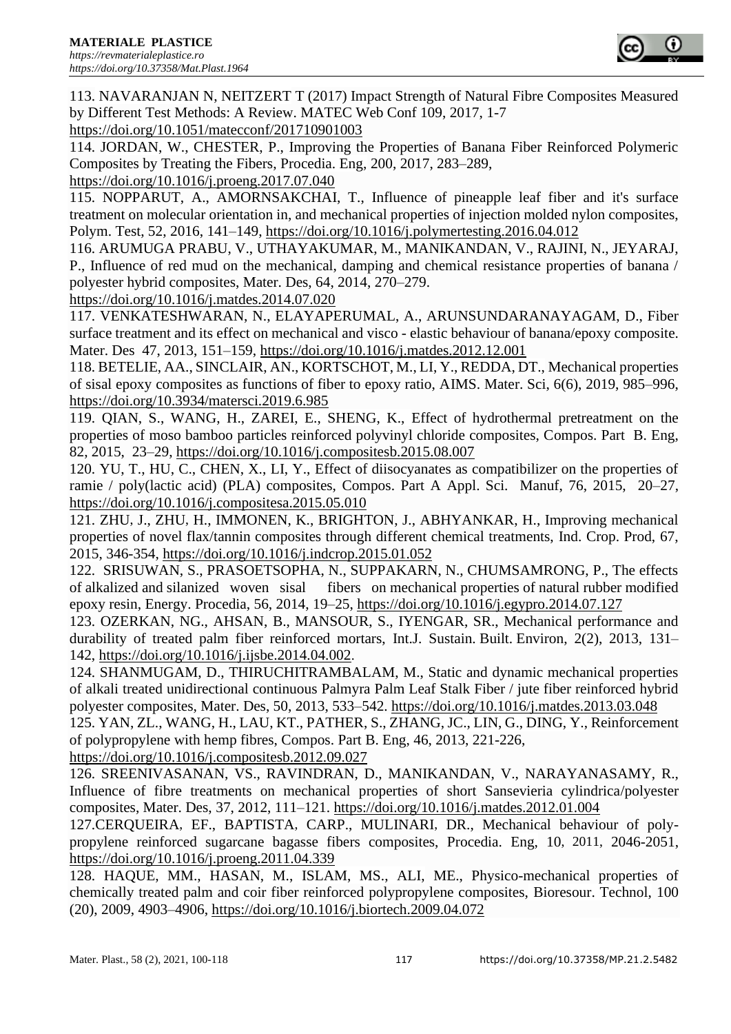113. NAVARANJAN N, NEITZERT T (2017) Impact Strength of Natural Fibre Composites Measured by Different Test Methods: A Review. MATEC Web Conf 109, 2017, 1-7 https://doi.org/10.1051/matecconf/201710901003

114. JORDAN, W., CHESTER, P., Improving the Properties of Banana Fiber Reinforced Polymeric Composites by Treating the Fibers, Procedia. Eng, 200, 2017, 283–289, https://doi.org/10.1016/j.proeng.2017.07.040

115. NOPPARUT, A., AMORNSAKCHAI, T., Influence of pineapple leaf fiber and it's surface treatment on molecular orientation in, and mechanical properties of injection molded nylon composites, Polym. Test, 52, 2016, 141–149, https://doi.org/10.1016/j.polymertesting.2016.04.012

116. ARUMUGA PRABU, V., UTHAYAKUMAR, M., MANIKANDAN, V., RAJINI, N., JEYARAJ, P., Influence of red mud on the mechanical, damping and chemical resistance properties of banana / polyester hybrid composites, Mater. Des, 64, 2014, 270–279. https://doi.org/10.1016/j.matdes.2014.07.020

117. VENKATESHWARAN, N., ELAYAPERUMAL, A., ARUNSUNDARANAYAGAM, D., Fiber surface treatment and its effect on mechanical and visco - elastic behaviour of banana/epoxy composite. Mater. Des 47, 2013, 151–159, https://doi.org/10.1016/j.matdes.2012.12.001

118. BETELIE, AA., SINCLAIR, AN., KORTSCHOT, M., LI, Y., REDDA, DT., Mechanical properties of sisal epoxy composites as functions of fiber to epoxy ratio, AIMS. Mater. Sci, 6(6), 2019, 985–996, https://doi.org/10.3934/matersci.2019.6.985

119. QIAN, S., WANG, H., ZAREI, E., SHENG, K., Effect of hydrothermal pretreatment on the properties of moso bamboo particles reinforced polyvinyl chloride composites, Compos. Part B. Eng, 82, 2015, 23–29, https://doi.org/10.1016/j.compositesb.2015.08.007

120. YU, T., HU, C., CHEN, X., LI, Y., Effect of diisocyanates as compatibilizer on the properties of ramie / poly(lactic acid) (PLA) composites, Compos. Part A Appl. Sci. Manuf, 76, 2015, 20–27, https://doi.org/10.1016/j.compositesa.2015.05.010

121. ZHU, J., ZHU, H., IMMONEN, K., BRIGHTON, J., ABHYANKAR, H., Improving mechanical properties of novel flax/tannin composites through different chemical treatments, Ind. Crop. Prod, 67, 2015, 346-354, https://doi.org/10.1016/j.indcrop.2015.01.052

122. SRISUWAN, S., PRASOETSOPHA, N., SUPPAKARN, N., CHUMSAMRONG, P., The effects of alkalized and silanized woven sisal fibers on mechanical properties of natural rubber modified epoxy resin, Energy. Procedia, 56, 2014, 19–25, https://doi.org/10.1016/j.egypro.2014.07.127

123. OZERKAN, NG., AHSAN, B., MANSOUR, S., IYENGAR, SR., Mechanical performance and durability of treated palm fiber reinforced mortars, Int.J. Sustain. Built. Environ, 2(2), 2013, 131–142, https://doi.org/10.1016/j.ijsbe.2014.04.002.

124. SHANMUGAM, D., THIRUCHITRAMBALAM, M., Static and dynamic mechanical properties of alkali treated unidirectional continuous Palmyra Palm Leaf Stalk Fiber / jute fiber reinforced hybrid polyester composites, Mater. Des, 50, 2013, 533–542. https://doi.org/10.1016/j.matdes.2013.03.048

125. YAN, ZL., WANG, H., LAU, KT., PATHER, S., ZHANG, JC., LIN, G., DING, Y., Reinforcement of polypropylene with hemp fibres, Compos. Part B. Eng, 46, 2013, 221-226, https://doi.org/10.1016/j.compositesb.2012.09.027

126. SREENIVASANAN, VS., RAVINDRAN, D., MANIKANDAN, V., NARAYANASAMY, R., Influence of fibre treatments on mechanical properties of short Sansevieria cylindrica/polyester composites, Mater. Des, 37, 2012, 111–121. https://doi.org/10.1016/j.matdes.2012.01.004

127.CERQUEIRA, EF., BAPTISTA, CARP., MULINARI, DR., Mechanical behaviour of poly-propylene reinforced sugarcane bagasse fibers composites, Procedia. Eng, 10, 2011, 2046-2051, https://doi.org/10.1016/j.proeng.2011.04.339

128. HAQUE, MM., HASAN, M., ISLAM, MS., ALI, ME., Physico-mechanical properties of chemically treated palm and coir fiber reinforced polypropylene composites, Bioresour. Technol, 100 (20), 2009, 4903–4906, https://doi.org/10.1016/j.biortech.2009.04.072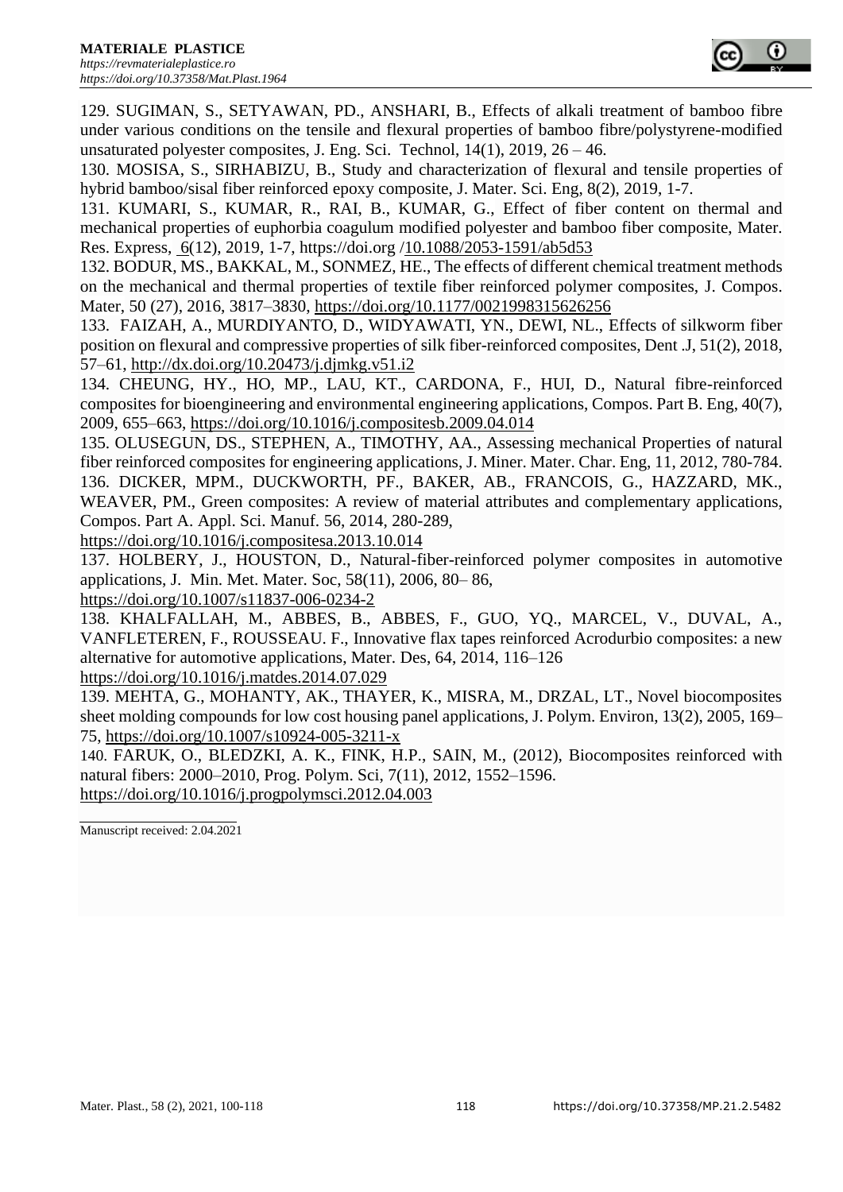129. SUGIMAN, S., SETYAWAN, PD., ANSHARI, B., Effects of alkali treatment of bamboo fibre under various conditions on the tensile and flexural properties of bamboo fibre/polystyrene-modified unsaturated polyester composites, J. Eng. Sci. Technol, 14(1), 2019, 26 – 46.

130. MOSISA, S., SIRHABIZU, B., Study and characterization of flexural and tensile properties of hybrid bamboo/sisal fiber reinforced epoxy composite, J. Mater. Sci. Eng, 8(2), 2019, 1-7.

131. KUMARI, S., KUMAR, R., RAI, B., KUMAR, G., Effect of fiber content on thermal and mechanical properties of euphorbia coagulum modified polyester and bamboo fiber composite, Mater. Res. Express, 6(12), 2019, 1-7, https://doi.org /10.1088/2053-1591/ab5d53

132. BODUR, MS., BAKKAL, M., SONMEZ, HE., The effects of different chemical treatment methods on the mechanical and thermal properties of textile fiber reinforced polymer composites, J. Compos. Mater, 50 (27), 2016, 3817–3830, https://doi.org/10.1177/0021998315626256

133. FAIZAH, A., MURDIYANTO, D., WIDYAWATI, YN., DEWI, NL., Effects of silkworm fiber position on flexural and compressive properties of silk fiber-reinforced composites, Dent .J, 51(2), 2018, 57–61, http://dx.doi.org/10.20473/j.djmkg.v51.i2

134. CHEUNG, HY., HO, MP., LAU, KT., CARDONA, F., HUI, D., Natural fibre-reinforced composites for bioengineering and environmental engineering applications, Compos. Part B. Eng, 40(7), 2009, 655–663, https://doi.org/10.1016/j.compositesb.2009.04.014

135. OLUSEGUN, DS., STEPHEN, A., TIMOTHY, AA., Assessing mechanical Properties of natural fiber reinforced composites for engineering applications, J. Miner. Mater. Char. Eng, 11, 2012, 780-784.

136. DICKER, MPM., DUCKWORTH, PF., BAKER, AB., FRANCOIS, G., HAZZARD, MK., WEAVER, PM., Green composites: A review of material attributes and complementary applications, Compos. Part A. Appl. Sci. Manuf. 56, 2014, 280-289, https://doi.org/10.1016/j.compositesa.2013.10.014

137. HOLBERY, J., HOUSTON, D., Natural-fiber-reinforced polymer composites in automotive applications, J. Min. Met. Mater. Soc, 58(11), 2006, 80– 86, https://doi.org/10.1007/s11837-006-0234-2

138. KHALFALLAH, M., ABBES, B., ABBES, F., GUO, YQ., MARCEL, V., DUVAL, A., VANFLETEREN, F., ROUSSEAU. F., Innovative flax tapes reinforced Acrodurbio composites: a new alternative for automotive applications, Mater. Des, 64, 2014, 116–126 https://doi.org/10.1016/j.matdes.2014.07.029

139. MEHTA, G., MOHANTY, AK., THAYER, K., MISRA, M., DRZAL, LT., Novel biocomposites sheet molding compounds for low cost housing panel applications, J. Polym. Environ, 13(2), 2005, 169–75, https://doi.org/10.1007/s10924-005-3211-x

140. FARUK, O., BLEDZKI, A. K., FINK, H.P., SAIN, M., (2012), Biocomposites reinforced with natural fibers: 2000–2010, Prog. Polym. Sci, 7(11), 2012, 1552–1596. https://doi.org/10.1016/j.progpolymsci.2012.04.003

Manuscript received: 2.04.2021